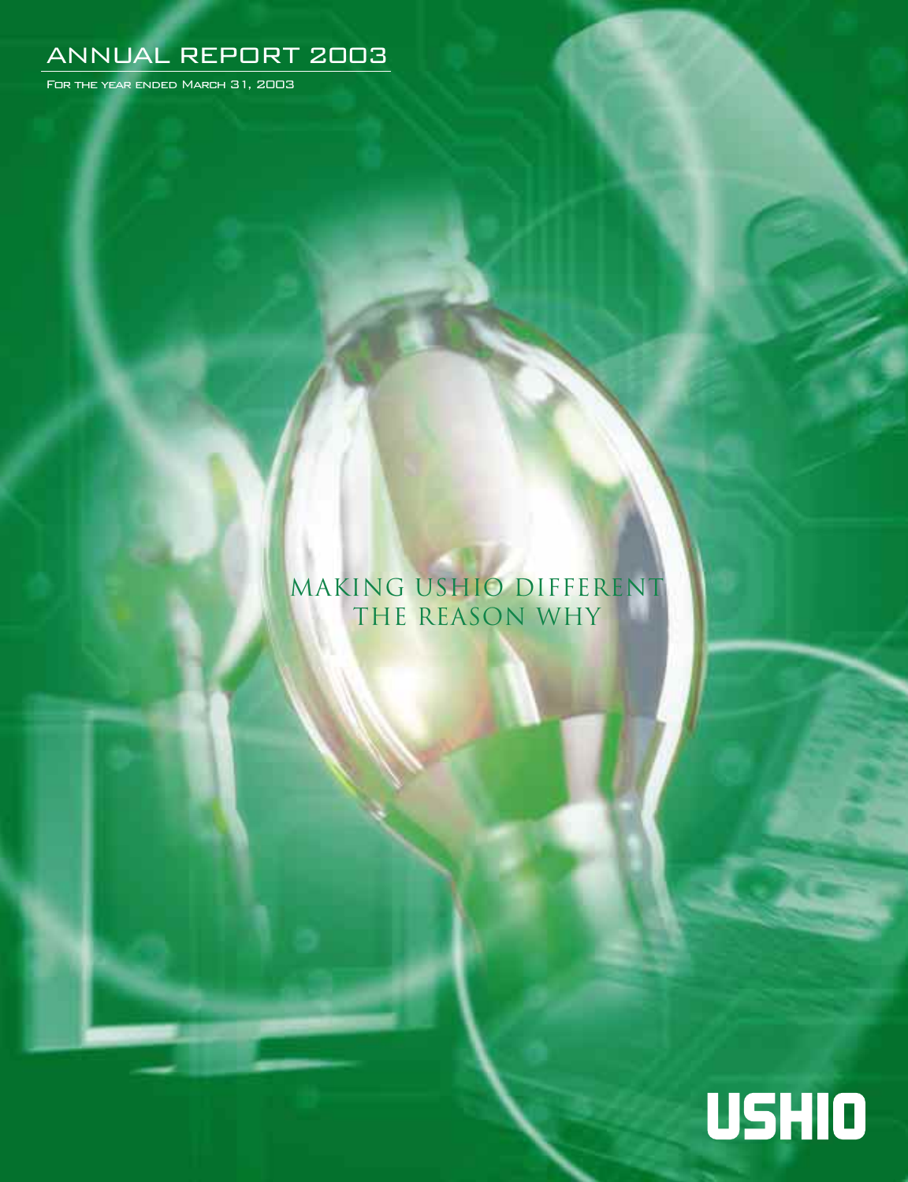# ANNUAL REPORT 2003

For the year ended March 31, 2003

MAKING USHIO DIFFERENT
THE REASON WHY

USHIO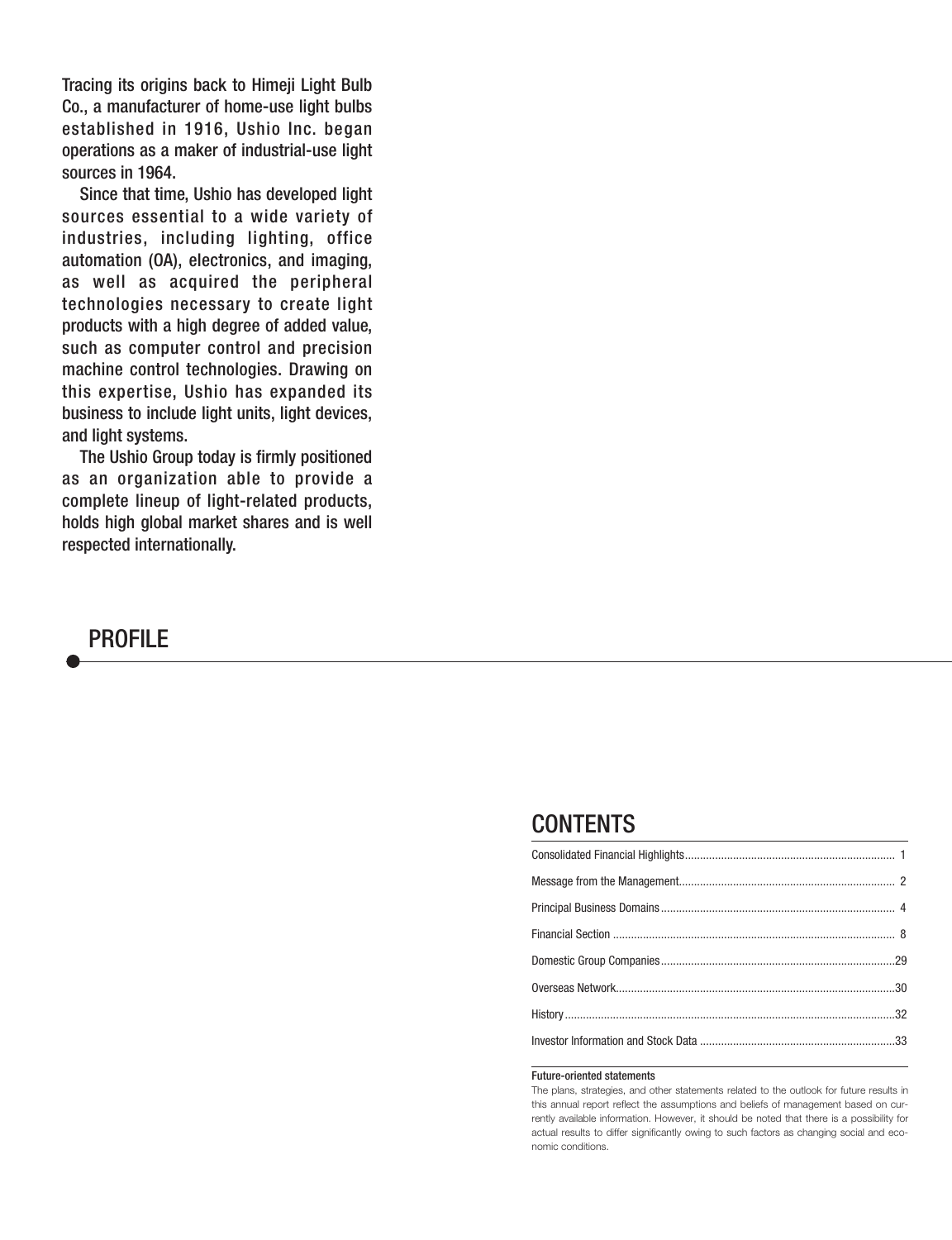Tracing its origins back to Himeji Light Bulb Co., a manufacturer of home-use light bulbs established in 1916, Ushio Inc. began operations as a maker of industrial-use light sources in 1964.

Since that time, Ushio has developed light sources essential to a wide variety of industries, including lighting, office automation (OA), electronics, and imaging, as well as acquired the peripheral technologies necessary to create light products with a high degree of added value, such as computer control and precision machine control technologies. Drawing on this expertise, Ushio has expanded its business to include light units, light devices, and light systems.

The Ushio Group today is firmly positioned as an organization able to provide a complete lineup of light-related products, holds high global market shares and is well respected internationally.

## PROFILE

## CONTENTS

| | |
|---|---|
| Consolidated Financial Highlights | 1 |
| Message from the Management | 2 |
| Principal Business Domains | 4 |
| Financial Section | 8 |
| Domestic Group Companies | 29 |
| Overseas Network | 30 |
| History | 32 |
| Investor Information and Stock Data | 33 |

**Future-oriented statements**

The plans, strategies, and other statements related to the outlook for future results in this annual report reflect the assumptions and beliefs of management based on currently available information. However, it should be noted that there is a possibility for actual results to differ significantly owing to such factors as changing social and economic conditions.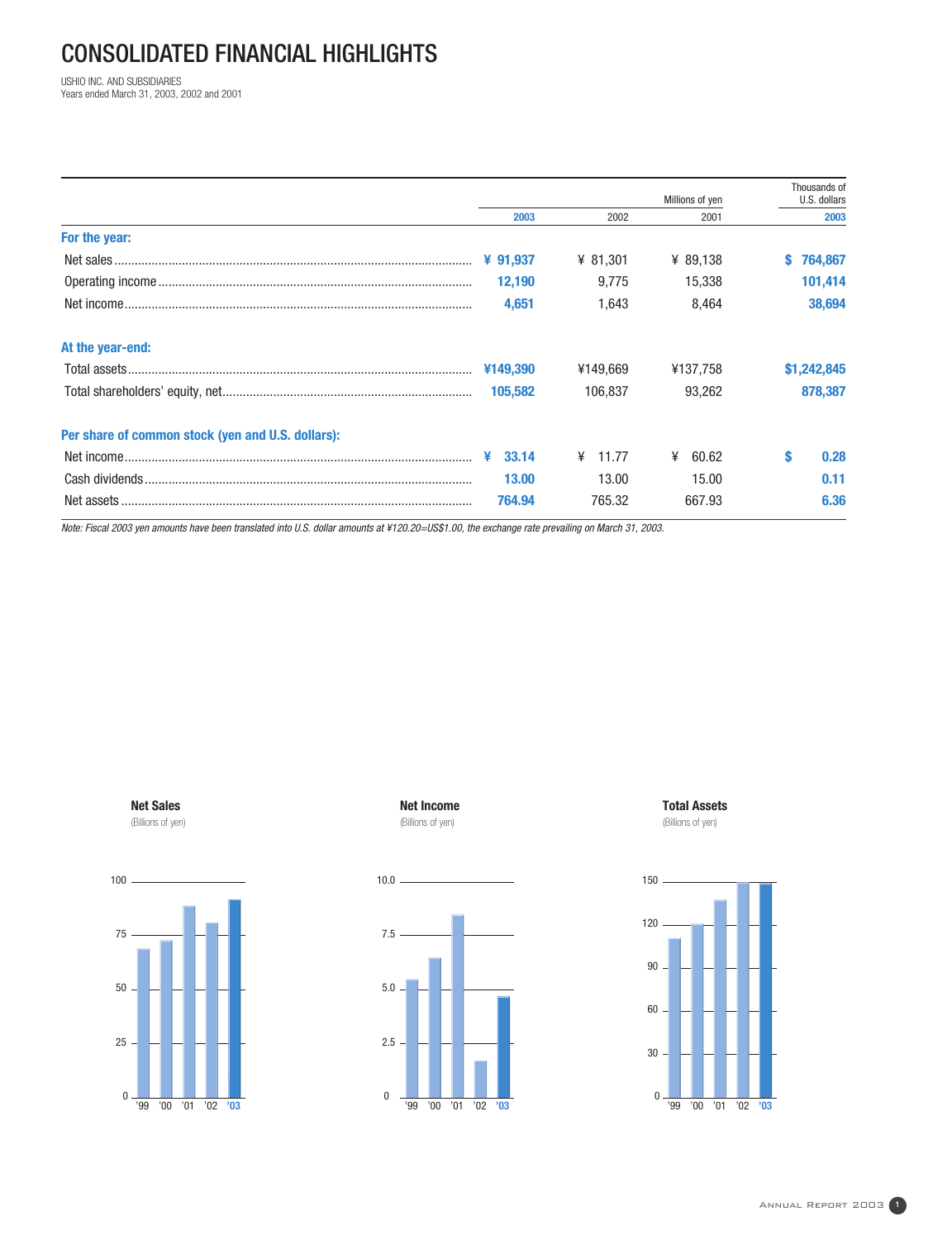# CONSOLIDATED FINANCIAL HIGHLIGHTS

USHIO INC. AND SUBSIDIARIES
Years ended March 31, 2003, 2002 and 2001

| | Millions of yen | | | Thousands of U.S. dollars |
|---|---|---|---|---|
| | **2003** | 2002 | 2001 | **2003** |
| **For the year:** | | | | |
| Net sales | **¥ 91,937** | ¥ 81,301 | ¥ 89,138 | **$ 764,867** |
| Operating income | **12,190** | 9,775 | 15,338 | **101,414** |
| Net income | **4,651** | 1,643 | 8,464 | **38,694** |
| **At the year-end:** | | | | |
| Total assets | **¥149,390** | ¥149,669 | ¥137,758 | **$1,242,845** |
| Total shareholders' equity, net | **105,582** | 106,837 | 93,262 | **878,387** |
| **Per share of common stock (yen and U.S. dollars):** | | | | |
| Net income | **¥ 33.14** | ¥ 11.77 | ¥ 60.62 | **$ 0.28** |
| Cash dividends | **13.00** | 13.00 | 15.00 | **0.11** |
| Net assets | **764.94** | 765.32 | 667.93 | **6.36** |

*Note: Fiscal 2003 yen amounts have been translated into U.S. dollar amounts at ¥120.20=US$1.00, the exchange rate prevailing on March 31, 2003.*

**Net Sales**
(Billions of yen)

**Net Income**
(Billions of yen)

**Total Assets**
(Billions of yen)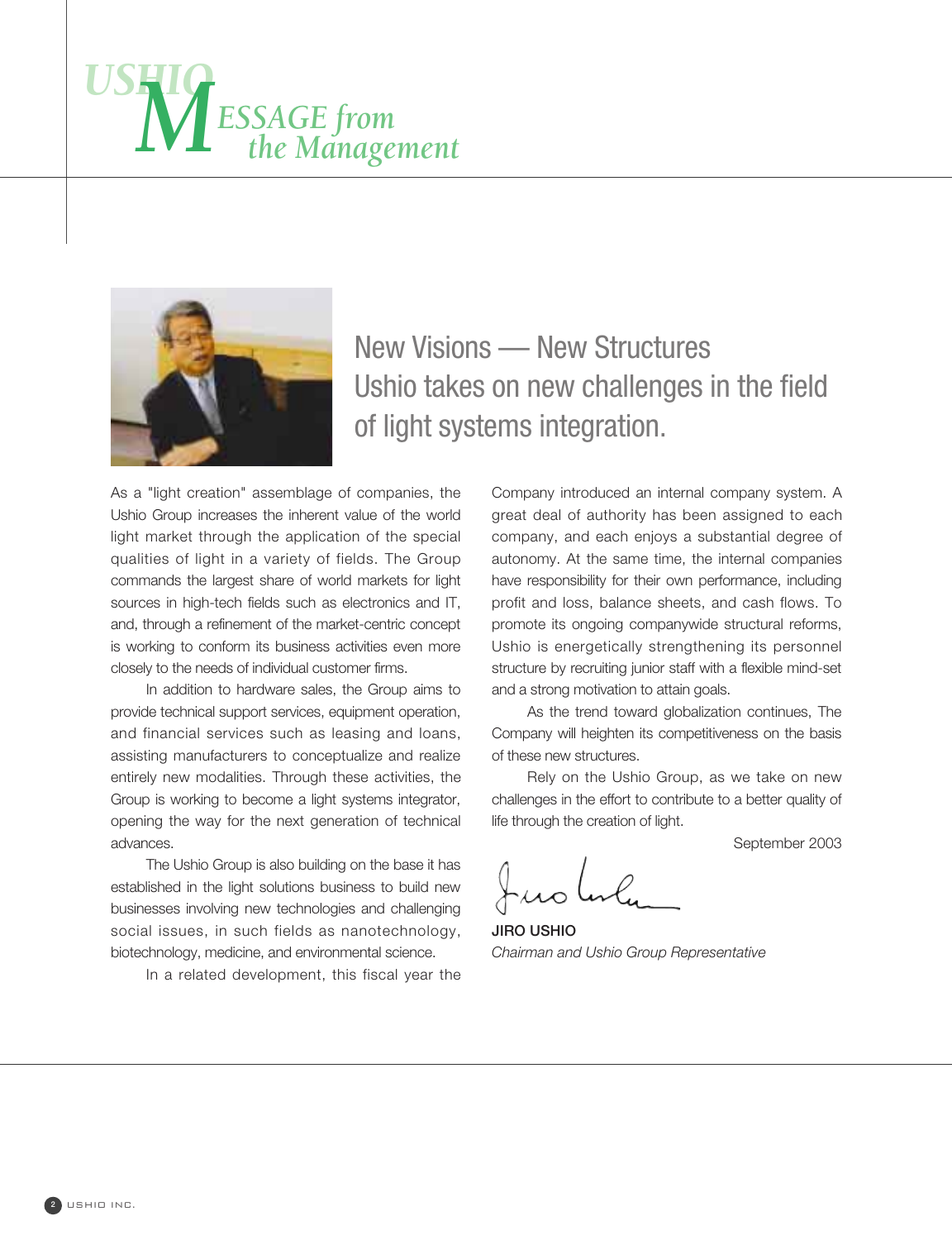# USHIO MESSAGE from the Management

## New Visions — New Structures
## Ushio takes on new challenges in the field of light systems integration.

As a "light creation" assemblage of companies, the Ushio Group increases the inherent value of the world light market through the application of the special qualities of light in a variety of fields. The Group commands the largest share of world markets for light sources in high-tech fields such as electronics and IT, and, through a refinement of the market-centric concept is working to conform its business activities even more closely to the needs of individual customer firms.

In addition to hardware sales, the Group aims to provide technical support services, equipment operation, and financial services such as leasing and loans, assisting manufacturers to conceptualize and realize entirely new modalities. Through these activities, the Group is working to become a light systems integrator, opening the way for the next generation of technical advances.

The Ushio Group is also building on the base it has established in the light solutions business to build new businesses involving new technologies and challenging social issues, in such fields as nanotechnology, biotechnology, medicine, and environmental science.

In a related development, this fiscal year the Company introduced an internal company system. A great deal of authority has been assigned to each company, and each enjoys a substantial degree of autonomy. At the same time, the internal companies have responsibility for their own performance, including profit and loss, balance sheets, and cash flows. To promote its ongoing companywide structural reforms, Ushio is energetically strengthening its personnel structure by recruiting junior staff with a flexible mind-set and a strong motivation to attain goals.

As the trend toward globalization continues, The Company will heighten its competitiveness on the basis of these new structures.

Rely on the Ushio Group, as we take on new challenges in the effort to contribute to a better quality of life through the creation of light.

September 2003

**JIRO USHIO**
*Chairman and Ushio Group Representative*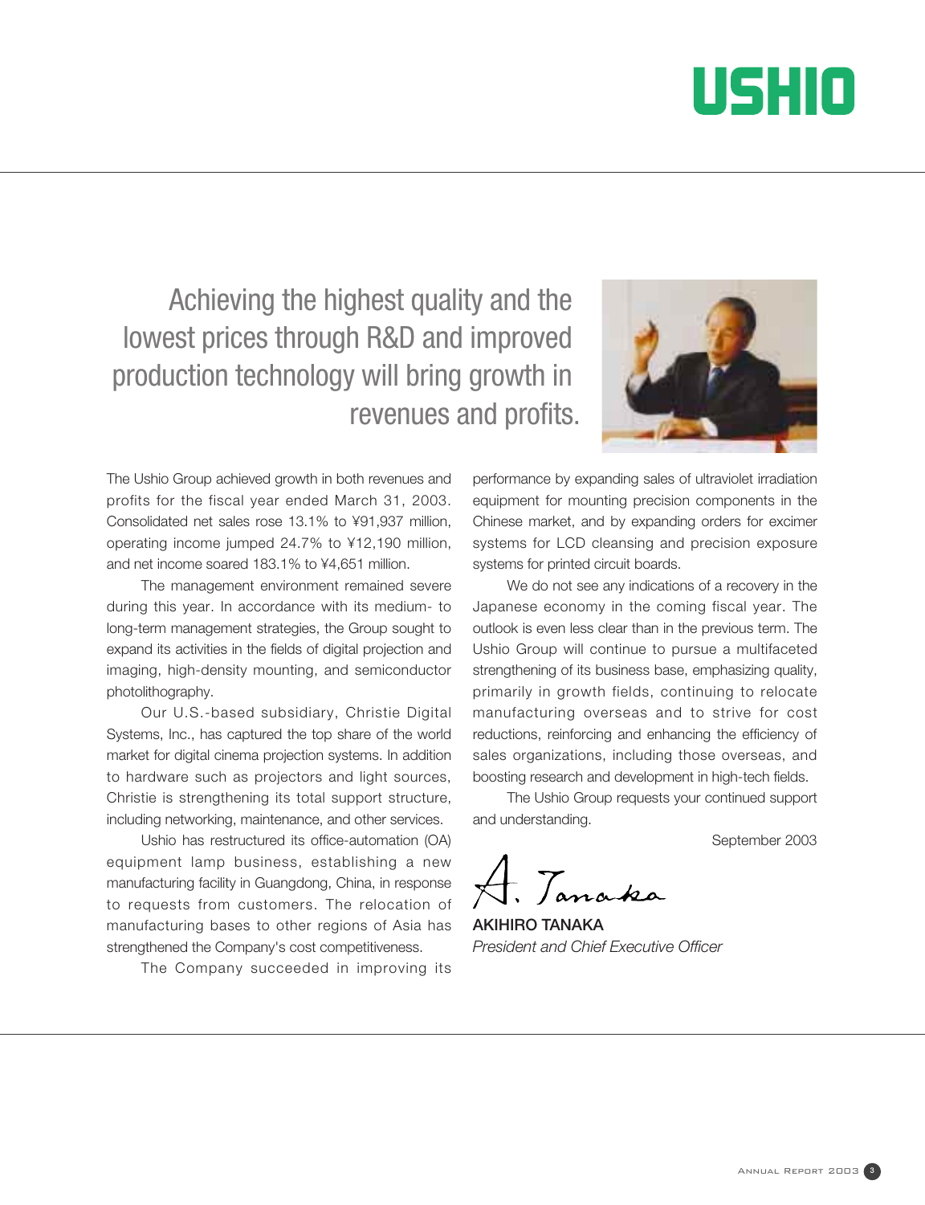USHIO

# Achieving the highest quality and the lowest prices through R&D and improved production technology will bring growth in revenues and profits.

The Ushio Group achieved growth in both revenues and profits for the fiscal year ended March 31, 2003. Consolidated net sales rose 13.1% to ¥91,937 million, operating income jumped 24.7% to ¥12,190 million, and net income soared 183.1% to ¥4,651 million.

The management environment remained severe during this year. In accordance with its medium- to long-term management strategies, the Group sought to expand its activities in the fields of digital projection and imaging, high-density mounting, and semiconductor photolithography.

Our U.S.-based subsidiary, Christie Digital Systems, Inc., has captured the top share of the world market for digital cinema projection systems. In addition to hardware such as projectors and light sources, Christie is strengthening its total support structure, including networking, maintenance, and other services.

Ushio has restructured its office-automation (OA) equipment lamp business, establishing a new manufacturing facility in Guangdong, China, in response to requests from customers. The relocation of manufacturing bases to other regions of Asia has strengthened the Company's cost competitiveness.

The Company succeeded in improving its performance by expanding sales of ultraviolet irradiation equipment for mounting precision components in the Chinese market, and by expanding orders for excimer systems for LCD cleansing and precision exposure systems for printed circuit boards.

We do not see any indications of a recovery in the Japanese economy in the coming fiscal year. The outlook is even less clear than in the previous term. The Ushio Group will continue to pursue a multifaceted strengthening of its business base, emphasizing quality, primarily in growth fields, continuing to relocate manufacturing overseas and to strive for cost reductions, reinforcing and enhancing the efficiency of sales organizations, including those overseas, and boosting research and development in high-tech fields.

The Ushio Group requests your continued support and understanding.

September 2003

A. Tanaka

**AKIHIRO TANAKA**
*President and Chief Executive Officer*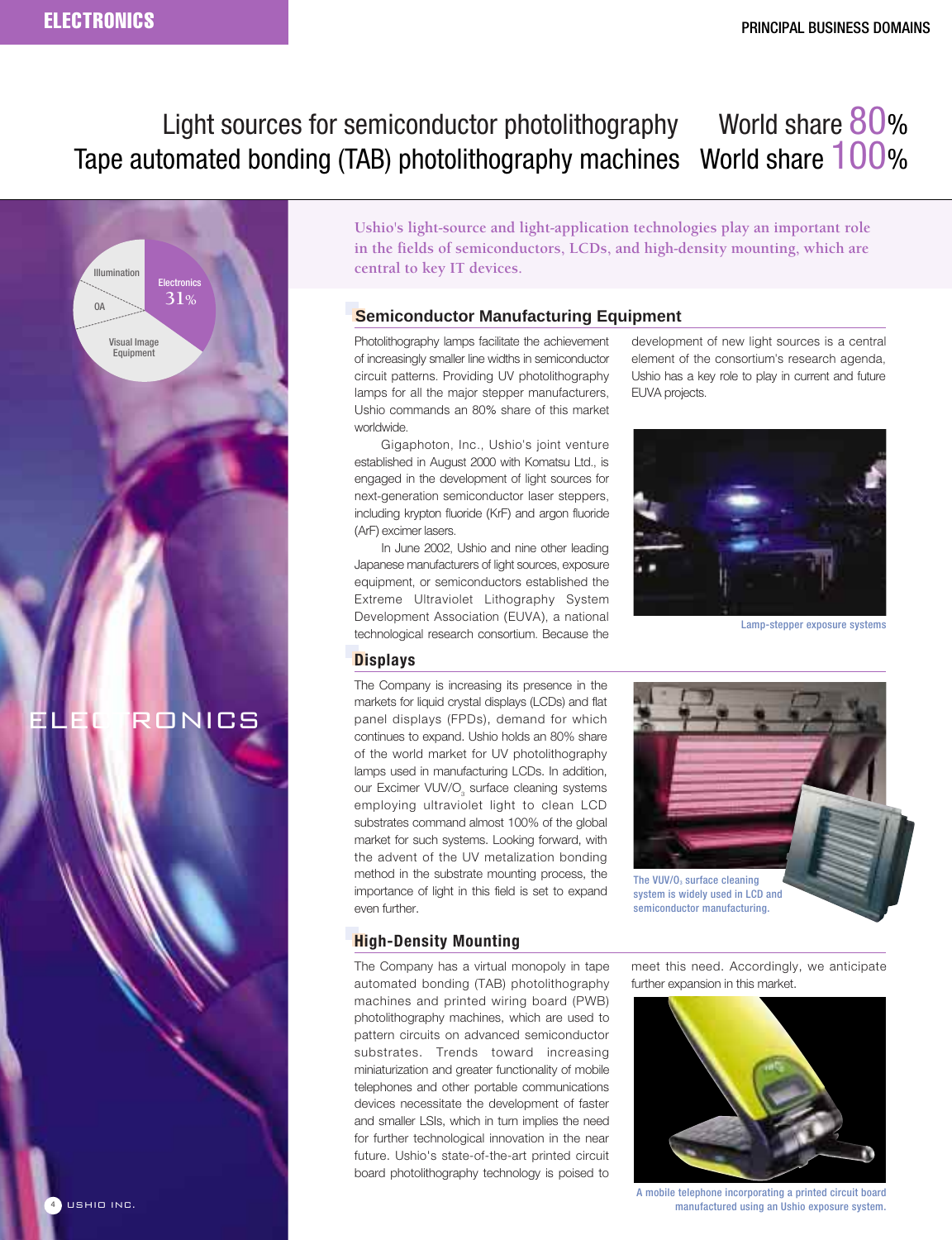# ELECTRONICS

Light sources for semiconductor photolithography World share 80%
Tape automated bonding (TAB) photolithography machines World share 100%

Illumination

OA

Visual Image Equipment

Electronics 31%

ELECTRONICS

**Ushio's light-source and light-application technologies play an important role in the fields of semiconductors, LCDs, and high-density mounting, which are central to key IT devices.**

## Semiconductor Manufacturing Equipment

Photolithography lamps facilitate the achievement of increasingly smaller line widths in semiconductor circuit patterns. Providing UV photolithography lamps for all the major stepper manufacturers, Ushio commands an 80% share of this market worldwide.

Gigaphoton, Inc., Ushio's joint venture established in August 2000 with Komatsu Ltd., is engaged in the development of light sources for next-generation semiconductor laser steppers, including krypton fluoride (KrF) and argon fluoride (ArF) excimer lasers.

In June 2002, Ushio and nine other leading Japanese manufacturers of light sources, exposure equipment, or semiconductors established the Extreme Ultraviolet Lithography System Development Association (EUVA), a national technological research consortium. Because the development of new light sources is a central element of the consortium's research agenda, Ushio has a key role to play in current and future EUVA projects.

Lamp-stepper exposure systems

## Displays

The Company is increasing its presence in the markets for liquid crystal displays (LCDs) and flat panel displays (FPDs), demand for which continues to expand. Ushio holds an 80% share of the world market for UV photolithography lamps used in manufacturing LCDs. In addition, our Excimer VUV/$O_3$ surface cleaning systems employing ultraviolet light to clean LCD substrates command almost 100% of the global market for such systems. Looking forward, with the advent of the UV metalization bonding method in the substrate mounting process, the importance of light in this field is set to expand even further.

The VUV/$O_3$ surface cleaning system is widely used in LCD and semiconductor manufacturing.

## High-Density Mounting

The Company has a virtual monopoly in tape automated bonding (TAB) photolithography machines and printed wiring board (PWB) photolithography machines, which are used to pattern circuits on advanced semiconductor substrates. Trends toward increasing miniaturization and greater functionality of mobile telephones and other portable communications devices necessitate the development of faster and smaller LSIs, which in turn implies the need for further technological innovation in the near future. Ushio's state-of-the-art printed circuit board photolithography technology is poised to meet this need. Accordingly, we anticipate further expansion in this market.

A mobile telephone incorporating a printed circuit board manufactured using an Ushio exposure system.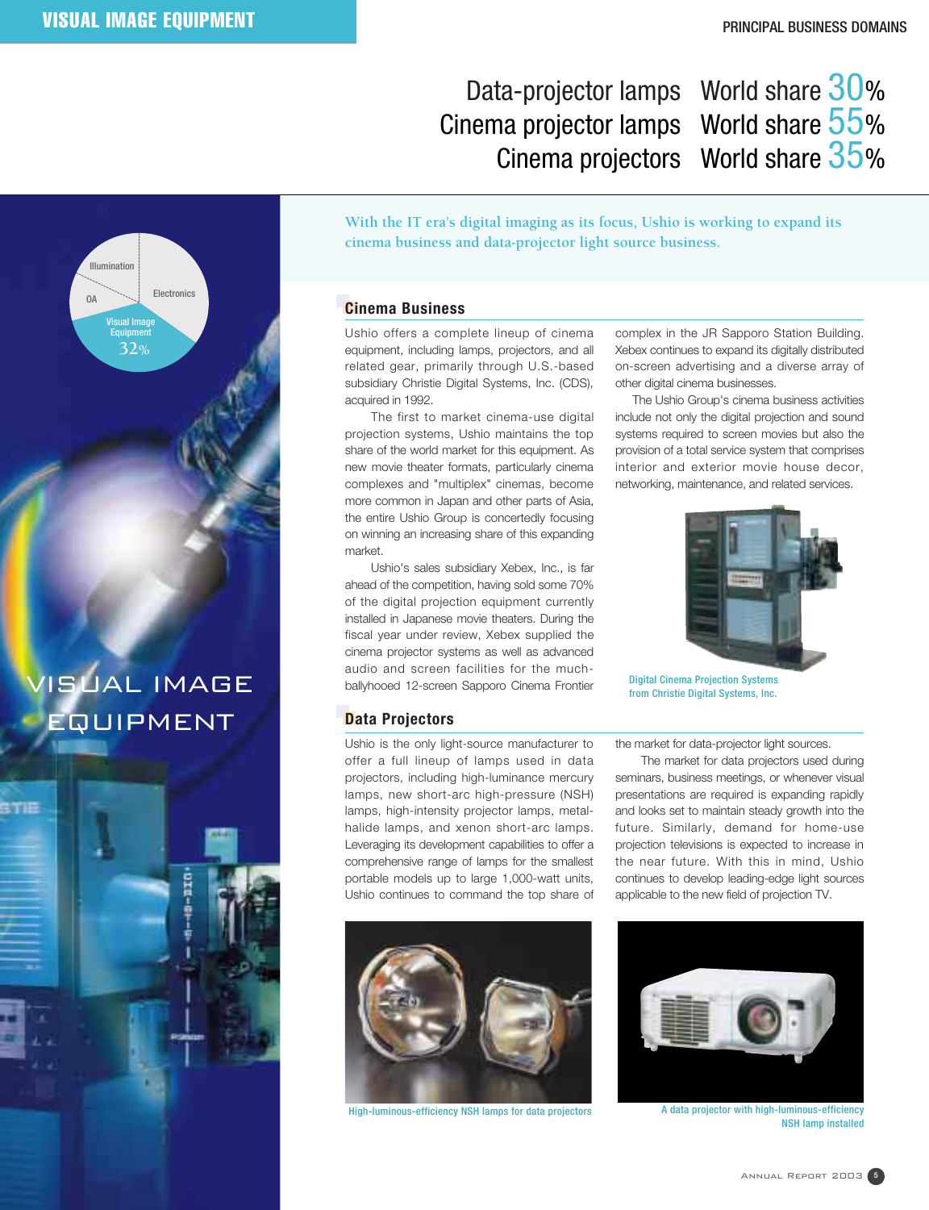# VISUAL IMAGE EQUIPMENT

| | |
|---|---|
| Data-projector lamps | World share 30% |
| Cinema projector lamps | World share 55% |
| Cinema projectors | World share 35% |

Illumination

OA

Electronics

Visual Image Equipment 32%

VISUAL IMAGE EQUIPMENT

**With the IT era's digital imaging as its focus, Ushio is working to expand its cinema business and data-projector light source business.**

## Cinema Business

Ushio offers a complete lineup of cinema equipment, including lamps, projectors, and all related gear, primarily through U.S.-based subsidiary Christie Digital Systems, Inc. (CDS), acquired in 1992.

The first to market cinema-use digital projection systems, Ushio maintains the top share of the world market for this equipment. As new movie theater formats, particularly cinema complexes and "multiplex" cinemas, become more common in Japan and other parts of Asia, the entire Ushio Group is concertedly focusing on winning an increasing share of this expanding market.

Ushio's sales subsidiary Xebex, Inc., is far ahead of the competition, having sold some 70% of the digital projection equipment currently installed in Japanese movie theaters. During the fiscal year under review, Xebex supplied the cinema projector systems as well as advanced audio and screen facilities for the much-ballyhooed 12-screen Sapporo Cinema Frontier complex in the JR Sapporo Station Building. Xebex continues to expand its digitally distributed on-screen advertising and a diverse array of other digital cinema businesses.

The Ushio Group's cinema business activities include not only the digital projection and sound systems required to screen movies but also the provision of a total service system that comprises interior and exterior movie house decor, networking, maintenance, and related services.

Digital Cinema Projection Systems from Christie Digital Systems, Inc.

## Data Projectors

Ushio is the only light-source manufacturer to offer a full lineup of lamps used in data projectors, including high-luminance mercury lamps, new short-arc high-pressure (NSH) lamps, high-intensity projector lamps, metal-halide lamps, and xenon short-arc lamps. Leveraging its development capabilities to offer a comprehensive range of lamps for the smallest portable models up to large 1,000-watt units, Ushio continues to command the top share of the market for data-projector light sources.

The market for data projectors used during seminars, business meetings, or whenever visual presentations are required is expanding rapidly and looks set to maintain steady growth into the future. Similarly, demand for home-use projection televisions is expected to increase in the near future. With this in mind, Ushio continues to develop leading-edge light sources applicable to the new field of projection TV.

High-luminous-efficiency NSH lamps for data projectors

A data projector with high-luminous-efficiency NSH lamp installed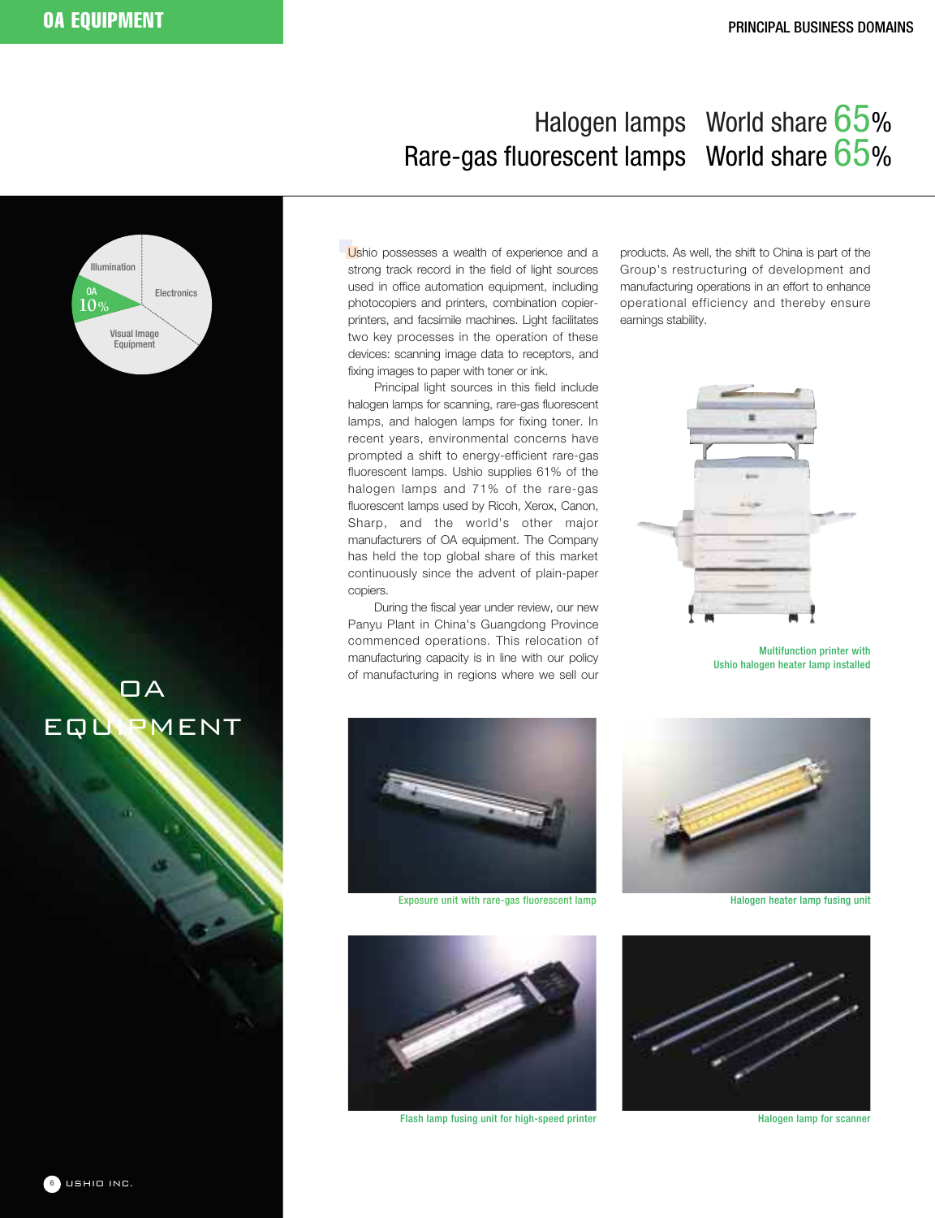# OA EQUIPMENT

## Halogen lamps World share 65%
## Rare-gas fluorescent lamps World share 65%

Illumination
OA 10%
Electronics
Visual Image Equipment

OA EQUIPMENT

Ushio possesses a wealth of experience and a strong track record in the field of light sources used in office automation equipment, including photocopiers and printers, combination copier-printers, and facsimile machines. Light facilitates two key processes in the operation of these devices: scanning image data to receptors, and fixing images to paper with toner or ink.

Principal light sources in this field include halogen lamps for scanning, rare-gas fluorescent lamps, and halogen lamps for fixing toner. In recent years, environmental concerns have prompted a shift to energy-efficient rare-gas fluorescent lamps. Ushio supplies 61% of the halogen lamps and 71% of the rare-gas fluorescent lamps used by Ricoh, Xerox, Canon, Sharp, and the world's other major manufacturers of OA equipment. The Company has held the top global share of this market continuously since the advent of plain-paper copiers.

During the fiscal year under review, our new Panyu Plant in China's Guangdong Province commenced operations. This relocation of manufacturing capacity is in line with our policy of manufacturing in regions where we sell our products. As well, the shift to China is part of the Group's restructuring of development and manufacturing operations in an effort to enhance operational efficiency and thereby ensure earnings stability.

Multifunction printer with Ushio halogen heater lamp installed

Exposure unit with rare-gas fluorescent lamp

Halogen heater lamp fusing unit

Flash lamp fusing unit for high-speed printer

Halogen lamp for scanner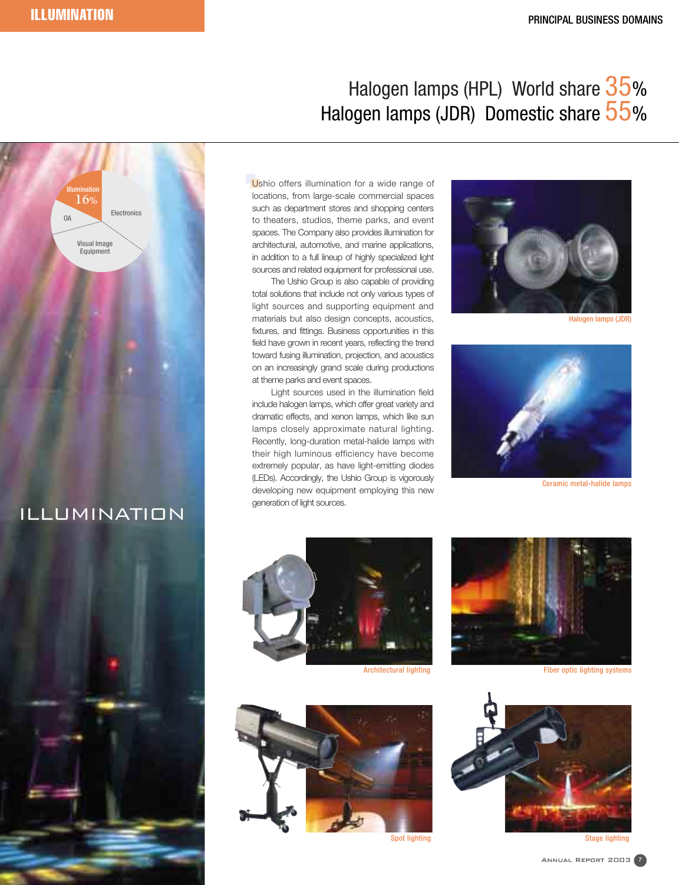# ILLUMINATION

## Halogen lamps (HPL) World share 35%
## Halogen lamps (JDR) Domestic share 55%

Illumination 16%
Electronics
OA
Visual Image Equipment

ILLUMINATION

Ushio offers illumination for a wide range of locations, from large-scale commercial spaces such as department stores and shopping centers to theaters, studios, theme parks, and event spaces. The Company also provides illumination for architectural, automotive, and marine applications, in addition to a full lineup of highly specialized light sources and related equipment for professional use.

The Ushio Group is also capable of providing total solutions that include not only various types of light sources and supporting equipment and materials but also design concepts, acoustics, fixtures, and fittings. Business opportunities in this field have grown in recent years, reflecting the trend toward fusing illumination, projection, and acoustics on an increasingly grand scale during productions at theme parks and event spaces.

Light sources used in the illumination field include halogen lamps, which offer great variety and dramatic effects, and xenon lamps, which like sun lamps closely approximate natural lighting. Recently, long-duration metal-halide lamps with their high luminous efficiency have become extremely popular, as have light-emitting diodes (LEDs). Accordingly, the Ushio Group is vigorously developing new equipment employing this new generation of light sources.

Halogen lamps (JDR)

Ceramic metal-halide lamps

Architectural lighting

Fiber optic lighting systems

Spot lighting

Stage lighting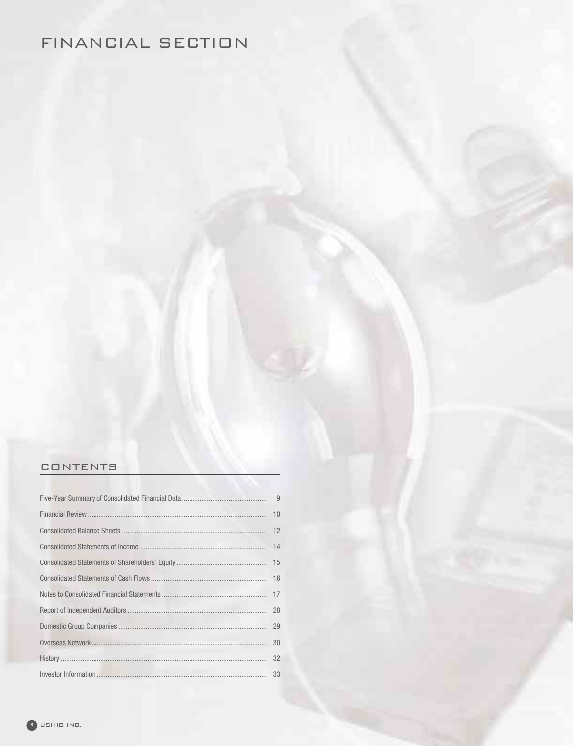# FINANCIAL SECTION

## CONTENTS

| | |
|---|---|
| Five-Year Summary of Consolidated Financial Data | 9 |
| Financial Review | 10 |
| Consolidated Balance Sheets | 12 |
| Consolidated Statements of Income | 14 |
| Consolidated Statements of Shareholders' Equity | 15 |
| Consolidated Statements of Cash Flows | 16 |
| Notes to Consolidated Financial Statements | 17 |
| Report of Independent Auditors | 28 |
| Domestic Group Companies | 29 |
| Overseas Network | 30 |
| History | 32 |
| Investor Information | 33 |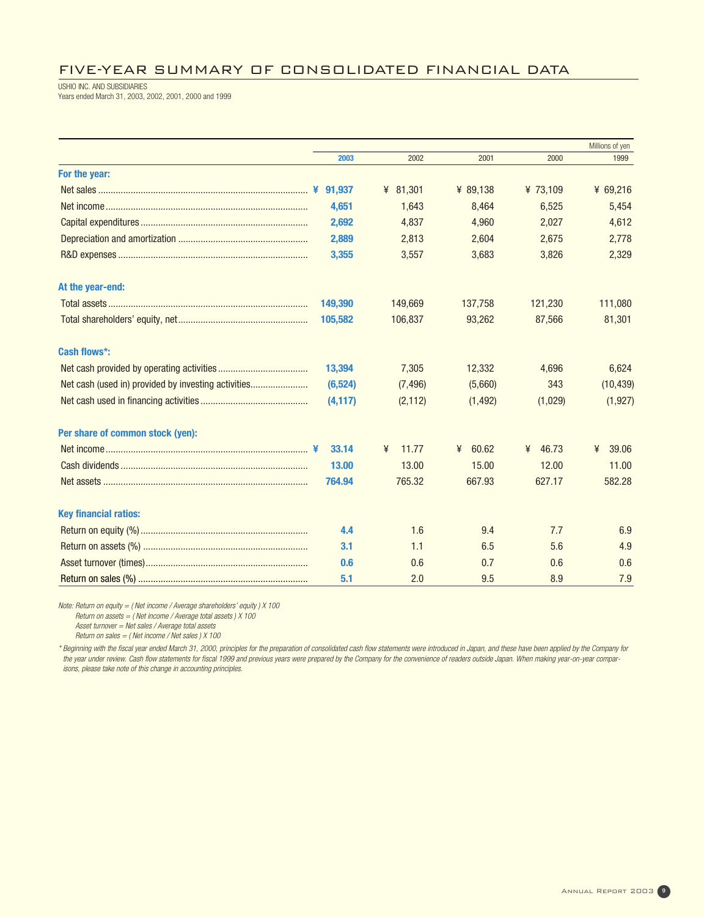# FIVE-YEAR SUMMARY OF CONSOLIDATED FINANCIAL DATA

USHIO INC. AND SUBSIDIARIES
Years ended March 31, 2003, 2002, 2001, 2000 and 1999

| | | | | | Millions of yen |
|---|---|---|---|---|---|
| | **2003** | 2002 | 2001 | 2000 | 1999 |
| **For the year:** | | | | | |
| Net sales | **¥ 91,937** | ¥ 81,301 | ¥ 89,138 | ¥ 73,109 | ¥ 69,216 |
| Net income | **4,651** | 1,643 | 8,464 | 6,525 | 5,454 |
| Capital expenditures | **2,692** | 4,837 | 4,960 | 2,027 | 4,612 |
| Depreciation and amortization | **2,889** | 2,813 | 2,604 | 2,675 | 2,778 |
| R&D expenses | **3,355** | 3,557 | 3,683 | 3,826 | 2,329 |
| **At the year-end:** | | | | | |
| Total assets | **149,390** | 149,669 | 137,758 | 121,230 | 111,080 |
| Total shareholders' equity, net | **105,582** | 106,837 | 93,262 | 87,566 | 81,301 |
| **Cash flows*:** | | | | | |
| Net cash provided by operating activities | **13,394** | 7,305 | 12,332 | 4,696 | 6,624 |
| Net cash (used in) provided by investing activities | **(6,524)** | (7,496) | (5,660) | 343 | (10,439) |
| Net cash used in financing activities | **(4,117)** | (2,112) | (1,492) | (1,029) | (1,927) |
| **Per share of common stock (yen):** | | | | | |
| Net income | **¥ 33.14** | ¥ 11.77 | ¥ 60.62 | ¥ 46.73 | ¥ 39.06 |
| Cash dividends | **13.00** | 13.00 | 15.00 | 12.00 | 11.00 |
| Net assets | **764.94** | 765.32 | 667.93 | 627.17 | 582.28 |
| **Key financial ratios:** | | | | | |
| Return on equity (%) | **4.4** | 1.6 | 9.4 | 7.7 | 6.9 |
| Return on assets (%) | **3.1** | 1.1 | 6.5 | 5.6 | 4.9 |
| Asset turnover (times) | **0.6** | 0.6 | 0.7 | 0.6 | 0.6 |
| Return on sales (%) | **5.1** | 2.0 | 9.5 | 8.9 | 7.9 |

*Note: Return on equity = ( Net income / Average shareholders' equity ) X 100*
*Return on assets = ( Net income / Average total assets ) X 100*
*Asset turnover = Net sales / Average total assets*
*Return on sales = ( Net income / Net sales ) X 100*

*\* Beginning with the fiscal year ended March 31, 2000, principles for the preparation of consolidated cash flow statements were introduced in Japan, and these have been applied by the Company for the year under review. Cash flow statements for fiscal 1999 and previous years were prepared by the Company for the convenience of readers outside Japan. When making year-on-year comparisons, please take note of this change in accounting principles.*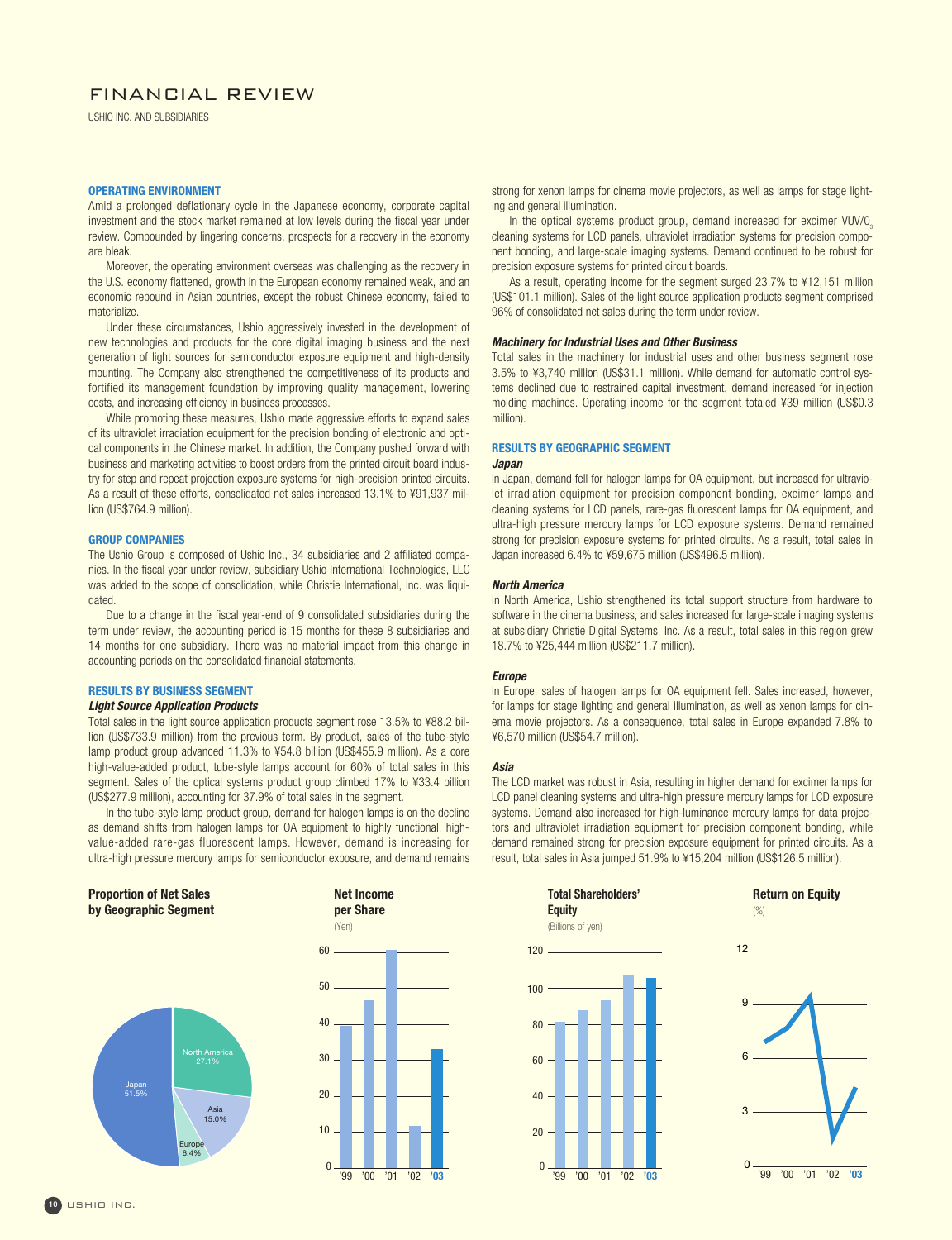# FINANCIAL REVIEW

USHIO INC. AND SUBSIDIARIES

## OPERATING ENVIRONMENT

Amid a prolonged deflationary cycle in the Japanese economy, corporate capital investment and the stock market remained at low levels during the fiscal year under review. Compounded by lingering concerns, prospects for a recovery in the economy are bleak.

Moreover, the operating environment overseas was challenging as the recovery in the U.S. economy flattened, growth in the European economy remained weak, and an economic rebound in Asian countries, except the robust Chinese economy, failed to materialize.

Under these circumstances, Ushio aggressively invested in the development of new technologies and products for the core digital imaging business and the next generation of light sources for semiconductor exposure equipment and high-density mounting. The Company also strengthened the competitiveness of its products and fortified its management foundation by improving quality management, lowering costs, and increasing efficiency in business processes.

While promoting these measures, Ushio made aggressive efforts to expand sales of its ultraviolet irradiation equipment for the precision bonding of electronic and optical components in the Chinese market. In addition, the Company pushed forward with business and marketing activities to boost orders from the printed circuit board industry for step and repeat projection exposure systems for high-precision printed circuits. As a result of these efforts, consolidated net sales increased 13.1% to ¥91,937 million (US$764.9 million).

## GROUP COMPANIES

The Ushio Group is composed of Ushio Inc., 34 subsidiaries and 2 affiliated companies. In the fiscal year under review, subsidiary Ushio International Technologies, LLC was added to the scope of consolidation, while Christie International, Inc. was liquidated.

Due to a change in the fiscal year-end of 9 consolidated subsidiaries during the term under review, the accounting period is 15 months for these 8 subsidiaries and 14 months for one subsidiary. There was no material impact from this change in accounting periods on the consolidated financial statements.

## RESULTS BY BUSINESS SEGMENT

### *Light Source Application Products*

Total sales in the light source application products segment rose 13.5% to ¥88.2 billion (US$733.9 million) from the previous term. By product, sales of the tube-style lamp product group advanced 11.3% to ¥54.8 billion (US$455.9 million). As a core high-value-added product, tube-style lamps account for 60% of total sales in this segment. Sales of the optical systems product group climbed 17% to ¥33.4 billion (US$277.9 million), accounting for 37.9% of total sales in the segment.

In the tube-style lamp product group, demand for halogen lamps is on the decline as demand shifts from halogen lamps for OA equipment to highly functional, high-value-added rare-gas fluorescent lamps. However, demand is increasing for ultra-high pressure mercury lamps for semiconductor exposure, and demand remains strong for xenon lamps for cinema movie projectors, as well as lamps for stage lighting and general illumination.

In the optical systems product group, demand increased for excimer VUV/$O_3$ cleaning systems for LCD panels, ultraviolet irradiation systems for precision component bonding, and large-scale imaging systems. Demand continued to be robust for precision exposure systems for printed circuit boards.

As a result, operating income for the segment surged 23.7% to ¥12,151 million (US$101.1 million). Sales of the light source application products segment comprised 96% of consolidated net sales during the term under review.

### *Machinery for Industrial Uses and Other Business*

Total sales in the machinery for industrial uses and other business segment rose 3.5% to ¥3,740 million (US$31.1 million). While demand for automatic control systems declined due to restrained capital investment, demand increased for injection molding machines. Operating income for the segment totaled ¥39 million (US$0.3 million).

## RESULTS BY GEOGRAPHIC SEGMENT

### *Japan*

In Japan, demand fell for halogen lamps for OA equipment, but increased for ultraviolet irradiation equipment for precision component bonding, excimer lamps and cleaning systems for LCD panels, rare-gas fluorescent lamps for OA equipment, and ultra-high pressure mercury lamps for LCD exposure systems. Demand remained strong for precision exposure systems for printed circuits. As a result, total sales in Japan increased 6.4% to ¥59,675 million (US$496.5 million).

### *North America*

In North America, Ushio strengthened its total support structure from hardware to software in the cinema business, and sales increased for large-scale imaging systems at subsidiary Christie Digital Systems, Inc. As a result, total sales in this region grew 18.7% to ¥25,444 million (US$211.7 million).

### *Europe*

In Europe, sales of halogen lamps for OA equipment fell. Sales increased, however, for lamps for stage lighting and general illumination, as well as xenon lamps for cinema movie projectors. As a consequence, total sales in Europe expanded 7.8% to ¥6,570 million (US$54.7 million).

### *Asia*

The LCD market was robust in Asia, resulting in higher demand for excimer lamps for LCD panel cleaning systems and ultra-high pressure mercury lamps for LCD exposure systems. Demand also increased for high-luminance mercury lamps for data projectors and ultraviolet irradiation equipment for precision component bonding, while demand remained strong for precision exposure equipment for printed circuits. As a result, total sales in Asia jumped 51.9% to ¥15,204 million (US$126.5 million).

**Proportion of Net Sales by Geographic Segment**

| Segment | % |
|---|---|
| Japan | 51.5% |
| North America | 27.1% |
| Asia | 15.0% |
| Europe | 6.4% |

**Net Income per Share** (Yen)

**Total Shareholders' Equity** (Billions of yen)

**Return on Equity** (%)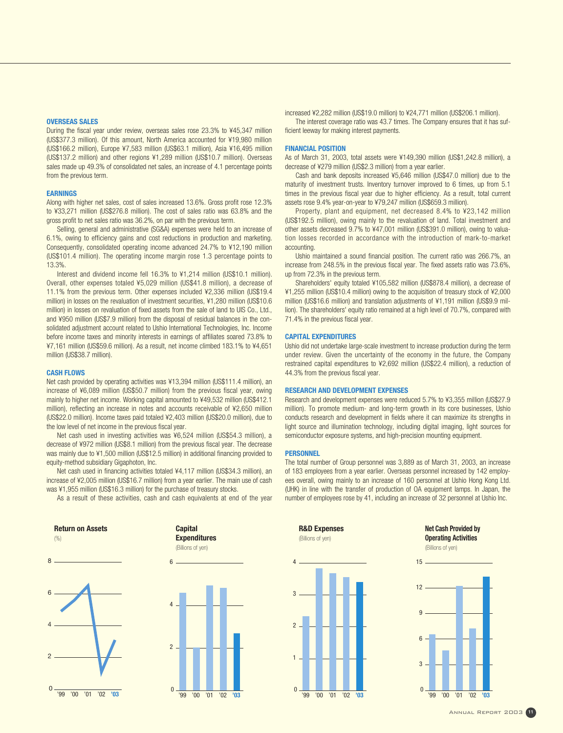## OVERSEAS SALES

During the fiscal year under review, overseas sales rose 23.3% to ¥45,347 million (US$377.3 million). Of this amount, North America accounted for ¥19,980 million (US$166.2 million), Europe ¥7,583 million (US$63.1 million), Asia ¥16,495 million (US$137.2 million) and other regions ¥1,289 million (US$10.7 million). Overseas sales made up 49.3% of consolidated net sales, an increase of 4.1 percentage points from the previous term.

## EARNINGS

Along with higher net sales, cost of sales increased 13.6%. Gross profit rose 12.3% to ¥33,271 million (US$276.8 million). The cost of sales ratio was 63.8% and the gross profit to net sales ratio was 36.2%, on par with the previous term.

Selling, general and administrative (SG&A) expenses were held to an increase of 6.1%, owing to efficiency gains and cost reductions in production and marketing. Consequently, consolidated operating income advanced 24.7% to ¥12,190 million (US$101.4 million). The operating income margin rose 1.3 percentage points to 13.3%.

Interest and dividend income fell 16.3% to ¥1,214 million (US$10.1 million). Overall, other expenses totaled ¥5,029 million (US$41.8 million), a decrease of 11.1% from the previous term. Other expenses included ¥2,336 million (US$19.4 million) in losses on the revaluation of investment securities, ¥1,280 million (US$10.6 million) in losses on revaluation of fixed assets from the sale of land to UIS Co., Ltd., and ¥950 million (US$7.9 million) from the disposal of residual balances in the consolidated adjustment account related to Ushio International Technologies, Inc. Income before income taxes and minority interests in earnings of affiliates soared 73.8% to ¥7,161 million (US$59.6 million). As a result, net income climbed 183.1% to ¥4,651 million (US$38.7 million).

## CASH FLOWS

Net cash provided by operating activities was ¥13,394 million (US$111.4 million), an increase of ¥6,089 million (US$50.7 million) from the previous fiscal year, owing mainly to higher net income. Working capital amounted to ¥49,532 million (US$412.1 million), reflecting an increase in notes and accounts receivable of ¥2,650 million (US$22.0 million). Income taxes paid totaled ¥2,403 million (US$20.0 million), due to the low level of net income in the previous fiscal year.

Net cash used in investing activities was ¥6,524 million (US$54.3 million), a decrease of ¥972 million (US$8.1 million) from the previous fiscal year. The decrease was mainly due to ¥1,500 million (US$12.5 million) in additional financing provided to equity-method subsidiary Gigaphoton, Inc.

Net cash used in financing activities totaled ¥4,117 million (US$34.3 million), an increase of ¥2,005 million (US$16.7 million) from a year earlier. The main use of cash was ¥1,955 million (US$16.3 million) for the purchase of treasury stocks.

As a result of these activities, cash and cash equivalents at end of the year increased ¥2,282 million (US$19.0 million) to ¥24,771 million (US$206.1 million).

The interest coverage ratio was 43.7 times. The Company ensures that it has sufficient leeway for making interest payments.

## FINANCIAL POSITION

As of March 31, 2003, total assets were ¥149,390 million (US$1,242.8 million), a decrease of ¥279 million (US$2.3 million) from a year earlier.

Cash and bank deposits increased ¥5,646 million (US$47.0 million) due to the maturity of investment trusts. Inventory turnover improved to 6 times, up from 5.1 times in the previous fiscal year due to higher efficiency. As a result, total current assets rose 9.4% year-on-year to ¥79,247 million (US$659.3 million).

Property, plant and equipment, net decreased 8.4% to ¥23,142 million (US$192.5 million), owing mainly to the revaluation of land. Total investment and other assets decreased 9.7% to ¥47,001 million (US$391.0 million), owing to valuation losses recorded in accordance with the introduction of mark-to-market accounting.

Ushio maintained a sound financial position. The current ratio was 266.7%, an increase from 248.5% in the previous fiscal year. The fixed assets ratio was 73.6%, up from 72.3% in the previous term.

Shareholders' equity totaled ¥105,582 million (US$878.4 million), a decrease of ¥1,255 million (US$10.4 million) owing to the acquisition of treasury stock of ¥2,000 million (US$16.6 million) and translation adjustments of ¥1,191 million (US$9.9 million). The shareholders' equity ratio remained at a high level of 70.7%, compared with 71.4% in the previous fiscal year.

## CAPITAL EXPENDITURES

Ushio did not undertake large-scale investment to increase production during the term under review. Given the uncertainty of the economy in the future, the Company restrained capital expenditures to ¥2,692 million (US$22.4 million), a reduction of 44.3% from the previous fiscal year.

## RESEARCH AND DEVELOPMENT EXPENSES

Research and development expenses were reduced 5.7% to ¥3,355 million (US$27.9 million). To promote medium- and long-term growth in its core businesses, Ushio conducts research and development in fields where it can maximize its strengths in light source and illumination technology, including digital imaging, light sources for semiconductor exposure systems, and high-precision mounting equipment.

## PERSONNEL

The total number of Group personnel was 3,889 as of March 31, 2003, an increase of 183 employees from a year earlier. Overseas personnel increased by 142 employees overall, owing mainly to an increase of 160 personnel at Ushio Hong Kong Ltd. (UHK) in line with the transfer of production of OA equipment lamps. In Japan, the number of employees rose by 41, including an increase of 32 personnel at Ushio Inc.

**Return on Assets**
(%)

**Capital Expenditures**
(Billions of yen)

**R&D Expenses**
(Billions of yen)

**Net Cash Provided by Operating Activities**
(Billions of yen)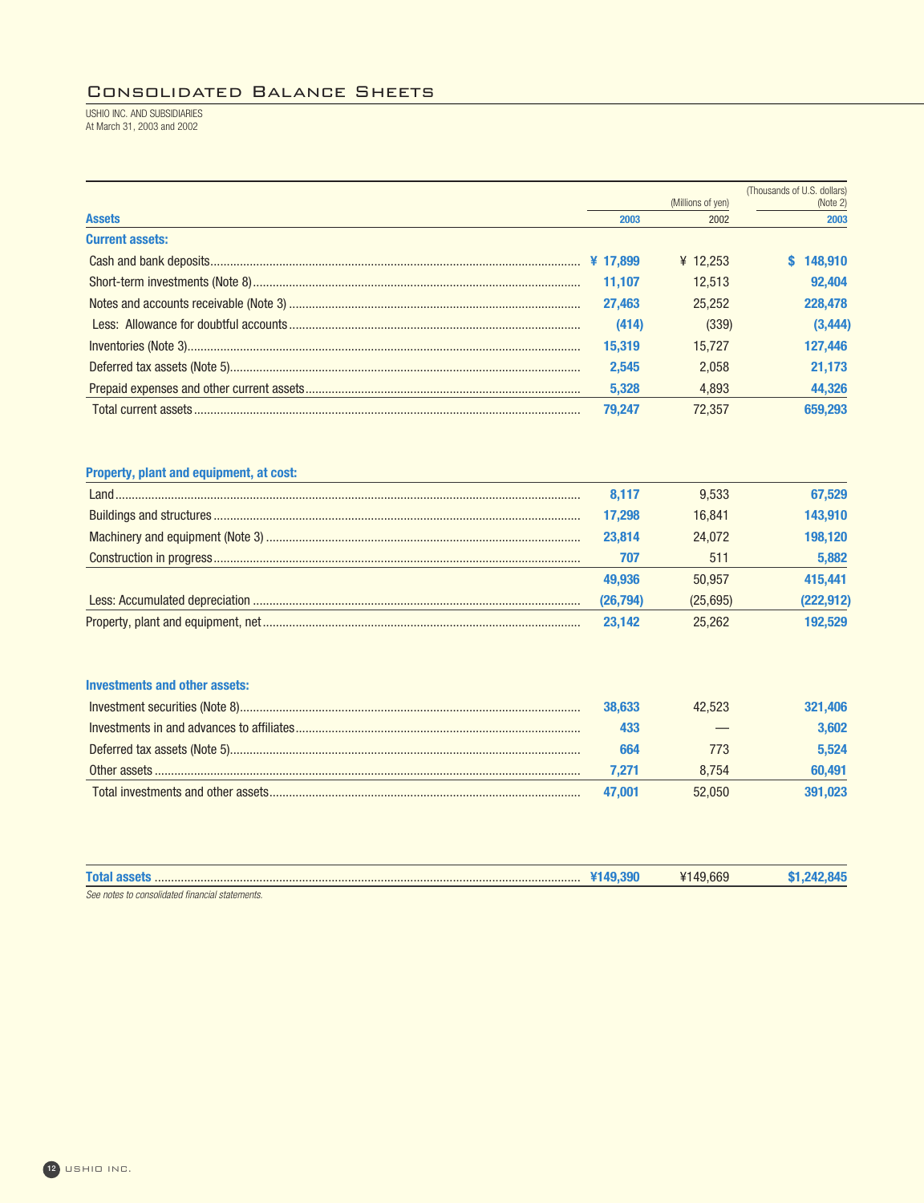## Consolidated Balance Sheets

USHIO INC. AND SUBSIDIARIES
At March 31, 2003 and 2002

| Assets | (Millions of yen) 2003 | 2002 | (Thousands of U.S. dollars) (Note 2) 2003 |
|---|---|---|---|
| **Current assets:** | | | |
| Cash and bank deposits | ¥ 17,899 | ¥ 12,253 | $ 148,910 |
| Short-term investments (Note 8) | 11,107 | 12,513 | 92,404 |
| Notes and accounts receivable (Note 3) | 27,463 | 25,252 | 228,478 |
| Less: Allowance for doubtful accounts | (414) | (339) | (3,444) |
| Inventories (Note 3) | 15,319 | 15,727 | 127,446 |
| Deferred tax assets (Note 5) | 2,545 | 2,058 | 21,173 |
| Prepaid expenses and other current assets | 5,328 | 4,893 | 44,326 |
| Total current assets | 79,247 | 72,357 | 659,293 |
| **Property, plant and equipment, at cost:** | | | |
| Land | 8,117 | 9,533 | 67,529 |
| Buildings and structures | 17,298 | 16,841 | 143,910 |
| Machinery and equipment (Note 3) | 23,814 | 24,072 | 198,120 |
| Construction in progress | 707 | 511 | 5,882 |
| | 49,936 | 50,957 | 415,441 |
| Less: Accumulated depreciation | (26,794) | (25,695) | (222,912) |
| Property, plant and equipment, net | 23,142 | 25,262 | 192,529 |
| **Investments and other assets:** | | | |
| Investment securities (Note 8) | 38,633 | 42,523 | 321,406 |
| Investments in and advances to affiliates | 433 | — | 3,602 |
| Deferred tax assets (Note 5) | 664 | 773 | 5,524 |
| Other assets | 7,271 | 8,754 | 60,491 |
| Total investments and other assets | 47,001 | 52,050 | 391,023 |
| **Total assets** | ¥149,390 | ¥149,669 | $1,242,845 |

*See notes to consolidated financial statements.*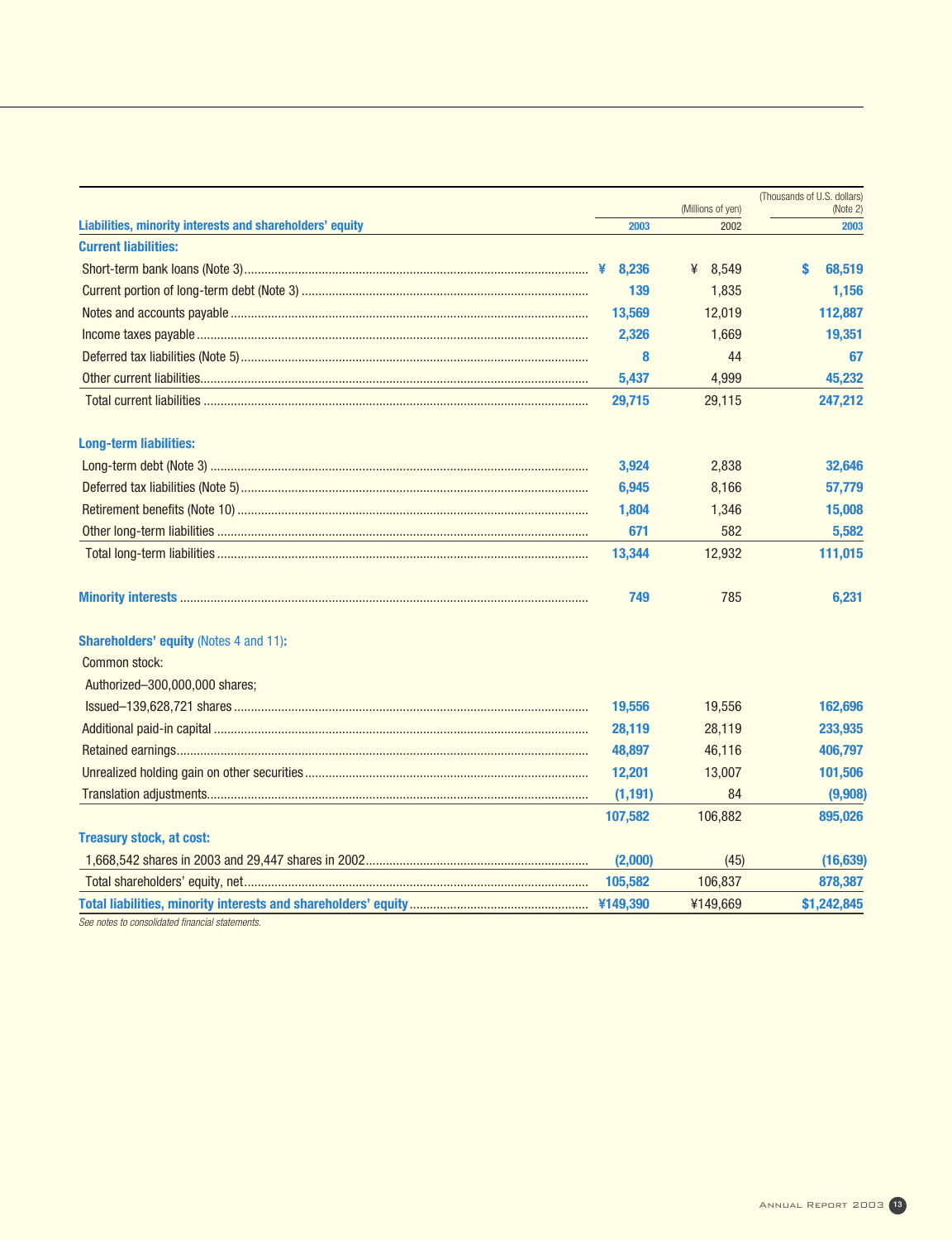| Liabilities, minority interests and shareholders' equity | (Millions of yen) 2003 | 2002 | (Thousands of U.S. dollars) (Note 2) 2003 |
|---|---|---|---|
| **Current liabilities:** | | | |
| Short-term bank loans (Note 3) | ¥ 8,236 | ¥ 8,549 | $ 68,519 |
| Current portion of long-term debt (Note 3) | 139 | 1,835 | 1,156 |
| Notes and accounts payable | 13,569 | 12,019 | 112,887 |
| Income taxes payable | 2,326 | 1,669 | 19,351 |
| Deferred tax liabilities (Note 5) | 8 | 44 | 67 |
| Other current liabilities | 5,437 | 4,999 | 45,232 |
| Total current liabilities | 29,715 | 29,115 | 247,212 |
| **Long-term liabilities:** | | | |
| Long-term debt (Note 3) | 3,924 | 2,838 | 32,646 |
| Deferred tax liabilities (Note 5) | 6,945 | 8,166 | 57,779 |
| Retirement benefits (Note 10) | 1,804 | 1,346 | 15,008 |
| Other long-term liabilities | 671 | 582 | 5,582 |
| Total long-term liabilities | 13,344 | 12,932 | 111,015 |
| **Minority interests** | 749 | 785 | 6,231 |
| **Shareholders' equity** (Notes 4 and 11)**:** | | | |
| Common stock: | | | |
| Authorized–300,000,000 shares; | | | |
| Issued–139,628,721 shares | 19,556 | 19,556 | 162,696 |
| Additional paid-in capital | 28,119 | 28,119 | 233,935 |
| Retained earnings | 48,897 | 46,116 | 406,797 |
| Unrealized holding gain on other securities | 12,201 | 13,007 | 101,506 |
| Translation adjustments | (1,191) | 84 | (9,908) |
| | 107,582 | 106,882 | 895,026 |
| **Treasury stock, at cost:** | | | |
| 1,668,542 shares in 2003 and 29,447 shares in 2002 | (2,000) | (45) | (16,639) |
| Total shareholders' equity, net | 105,582 | 106,837 | 878,387 |
| **Total liabilities, minority interests and shareholders' equity** | ¥149,390 | ¥149,669 | $1,242,845 |

*See notes to consolidated financial statements.*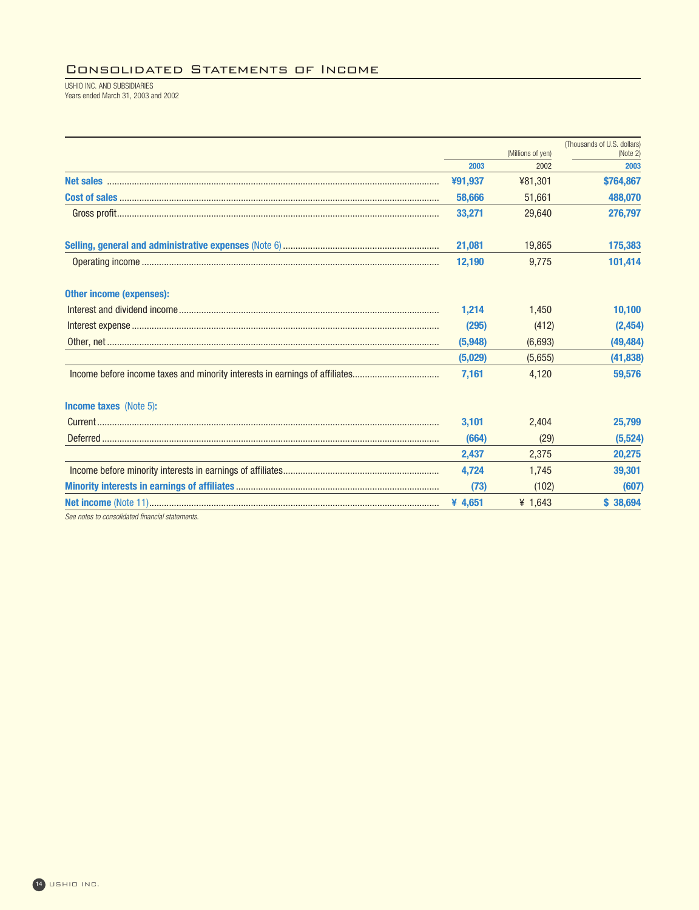# Consolidated Statements of Income

USHIO INC. AND SUBSIDIARIES
Years ended March 31, 2003 and 2002

| | (Millions of yen) | | (Thousands of U.S. dollars) (Note 2) |
|---|---|---|---|
| | 2003 | 2002 | 2003 |
| **Net sales** | ¥91,937 | ¥81,301 | $764,867 |
| **Cost of sales** | 58,666 | 51,661 | 488,070 |
| Gross profit | 33,271 | 29,640 | 276,797 |
| **Selling, general and administrative expenses** (Note 6) | 21,081 | 19,865 | 175,383 |
| Operating income | 12,190 | 9,775 | 101,414 |
| **Other income (expenses):** | | | |
| Interest and dividend income | 1,214 | 1,450 | 10,100 |
| Interest expense | (295) | (412) | (2,454) |
| Other, net | (5,948) | (6,693) | (49,484) |
| | (5,029) | (5,655) | (41,838) |
| Income before income taxes and minority interests in earnings of affiliates | 7,161 | 4,120 | 59,576 |
| **Income taxes** (Note 5)**:** | | | |
| Current | 3,101 | 2,404 | 25,799 |
| Deferred | (664) | (29) | (5,524) |
| | 2,437 | 2,375 | 20,275 |
| Income before minority interests in earnings of affiliates | 4,724 | 1,745 | 39,301 |
| **Minority interests in earnings of affiliates** | (73) | (102) | (607) |
| **Net income** (Note 11) | ¥ 4,651 | ¥ 1,643 | $ 38,694 |

*See notes to consolidated financial statements.*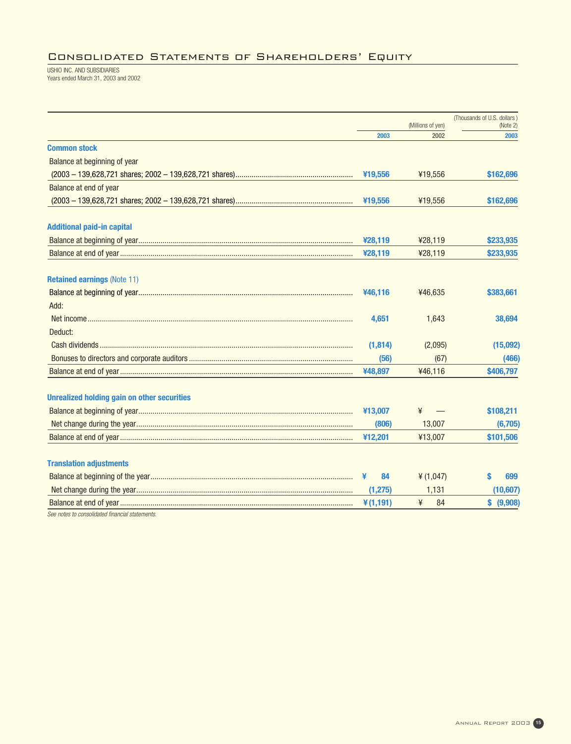# Consolidated Statements of Shareholders' Equity

USHIO INC. AND SUBSIDIARIES
Years ended March 31, 2003 and 2002

| | (Millions of yen) | | (Thousands of U.S. dollars) (Note 2) |
|---|---|---|---|
| | 2003 | 2002 | 2003 |
| **Common stock** | | | |
| Balance at beginning of year | | | |
| (2003 – 139,628,721 shares; 2002 – 139,628,721 shares) | ¥19,556 | ¥19,556 | $162,696 |
| Balance at end of year | | | |
| (2003 – 139,628,721 shares; 2002 – 139,628,721 shares) | ¥19,556 | ¥19,556 | $162,696 |
| **Additional paid-in capital** | | | |
| Balance at beginning of year | ¥28,119 | ¥28,119 | $233,935 |
| Balance at end of year | ¥28,119 | ¥28,119 | $233,935 |
| **Retained earnings** (Note 11) | | | |
| Balance at beginning of year | ¥46,116 | ¥46,635 | $383,661 |
| Add: | | | |
| Net income | 4,651 | 1,643 | 38,694 |
| Deduct: | | | |
| Cash dividends | (1,814) | (2,095) | (15,092) |
| Bonuses to directors and corporate auditors | (56) | (67) | (466) |
| Balance at end of year | ¥48,897 | ¥46,116 | $406,797 |
| **Unrealized holding gain on other securities** | | | |
| Balance at beginning of year | ¥13,007 | ¥ — | $108,211 |
| Net change during the year | (806) | 13,007 | (6,705) |
| Balance at end of year | ¥12,201 | ¥13,007 | $101,506 |
| **Translation adjustments** | | | |
| Balance at beginning of the year | ¥ 84 | ¥ (1,047) | $ 699 |
| Net change during the year | (1,275) | 1,131 | (10,607) |
| Balance at end of year | ¥ (1,191) | ¥ 84 | $ (9,908) |

*See notes to consolidated financial statements.*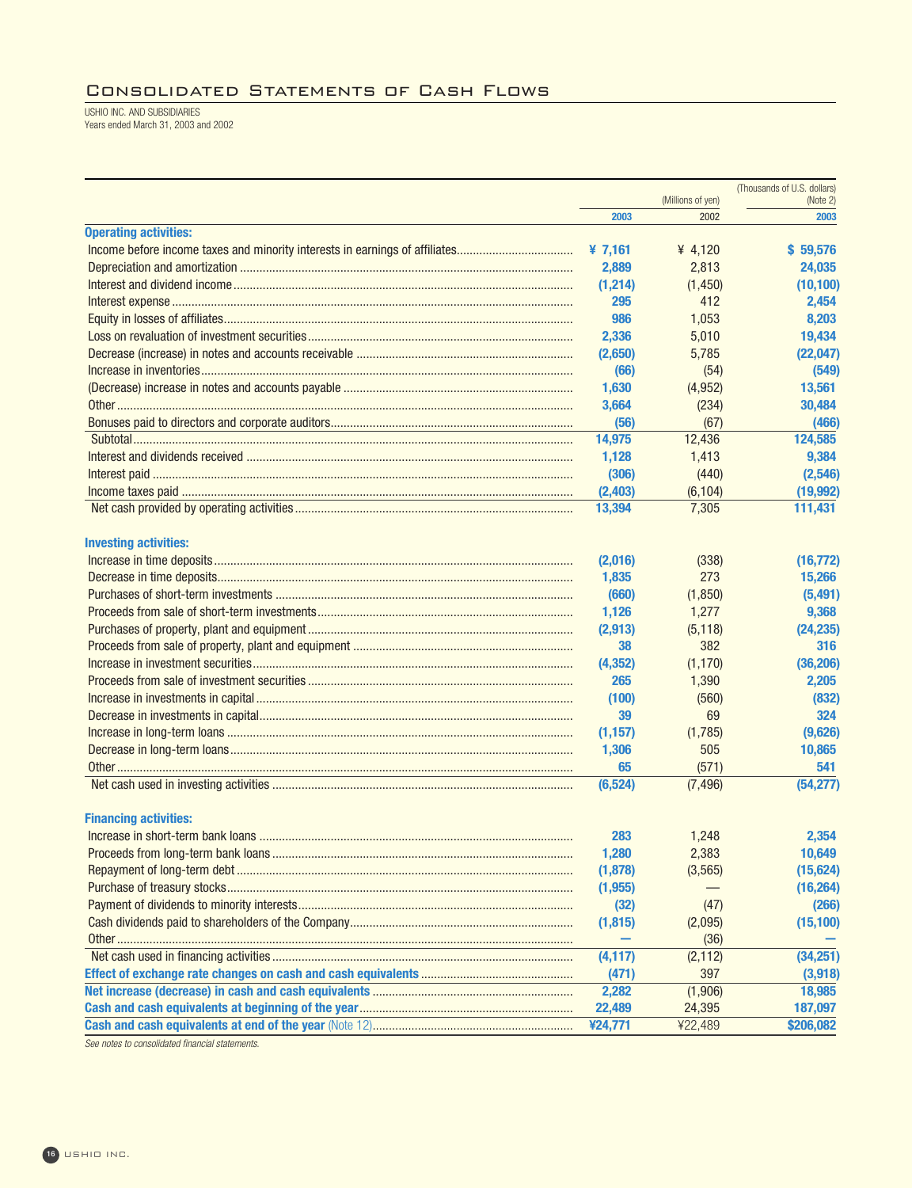# Consolidated Statements of Cash Flows

USHIO INC. AND SUBSIDIARIES
Years ended March 31, 2003 and 2002

| | (Millions of yen) | | (Thousands of U.S. dollars) (Note 2) |
|---|---|---|---|
| | 2003 | 2002 | 2003 |
| **Operating activities:** | | | |
| Income before income taxes and minority interests in earnings of affiliates | ¥ 7,161 | ¥ 4,120 | $ 59,576 |
| Depreciation and amortization | 2,889 | 2,813 | 24,035 |
| Interest and dividend income | (1,214) | (1,450) | (10,100) |
| Interest expense | 295 | 412 | 2,454 |
| Equity in losses of affiliates | 986 | 1,053 | 8,203 |
| Loss on revaluation of investment securities | 2,336 | 5,010 | 19,434 |
| Decrease (increase) in notes and accounts receivable | (2,650) | 5,785 | (22,047) |
| Increase in inventories | (66) | (54) | (549) |
| (Decrease) increase in notes and accounts payable | 1,630 | (4,952) | 13,561 |
| Other | 3,664 | (234) | 30,484 |
| Bonuses paid to directors and corporate auditors | (56) | (67) | (466) |
| Subtotal | 14,975 | 12,436 | 124,585 |
| Interest and dividends received | 1,128 | 1,413 | 9,384 |
| Interest paid | (306) | (440) | (2,546) |
| Income taxes paid | (2,403) | (6,104) | (19,992) |
| Net cash provided by operating activities | 13,394 | 7,305 | 111,431 |
| **Investing activities:** | | | |
| Increase in time deposits | (2,016) | (338) | (16,772) |
| Decrease in time deposits | 1,835 | 273 | 15,266 |
| Purchases of short-term investments | (660) | (1,850) | (5,491) |
| Proceeds from sale of short-term investments | 1,126 | 1,277 | 9,368 |
| Purchases of property, plant and equipment | (2,913) | (5,118) | (24,235) |
| Proceeds from sale of property, plant and equipment | 38 | 382 | 316 |
| Increase in investment securities | (4,352) | (1,170) | (36,206) |
| Proceeds from sale of investment securities | 265 | 1,390 | 2,205 |
| Increase in investments in capital | (100) | (560) | (832) |
| Decrease in investments in capital | 39 | 69 | 324 |
| Increase in long-term loans | (1,157) | (1,785) | (9,626) |
| Decrease in long-term loans | 1,306 | 505 | 10,865 |
| Other | 65 | (571) | 541 |
| Net cash used in investing activities | (6,524) | (7,496) | (54,277) |
| **Financing activities:** | | | |
| Increase in short-term bank loans | 283 | 1,248 | 2,354 |
| Proceeds from long-term bank loans | 1,280 | 2,383 | 10,649 |
| Repayment of long-term debt | (1,878) | (3,565) | (15,624) |
| Purchase of treasury stocks | (1,955) | — | (16,264) |
| Payment of dividends to minority interests | (32) | (47) | (266) |
| Cash dividends paid to shareholders of the Company | (1,815) | (2,095) | (15,100) |
| Other | — | (36) | — |
| Net cash used in financing activities | (4,117) | (2,112) | (34,251) |
| **Effect of exchange rate changes on cash and cash equivalents** | (471) | 397 | (3,918) |
| **Net increase (decrease) in cash and cash equivalents** | 2,282 | (1,906) | 18,985 |
| **Cash and cash equivalents at beginning of the year** | 22,489 | 24,395 | 187,097 |
| **Cash and cash equivalents at end of the year** (Note 12) | ¥24,771 | ¥22,489 | $206,082 |

*See notes to consolidated financial statements.*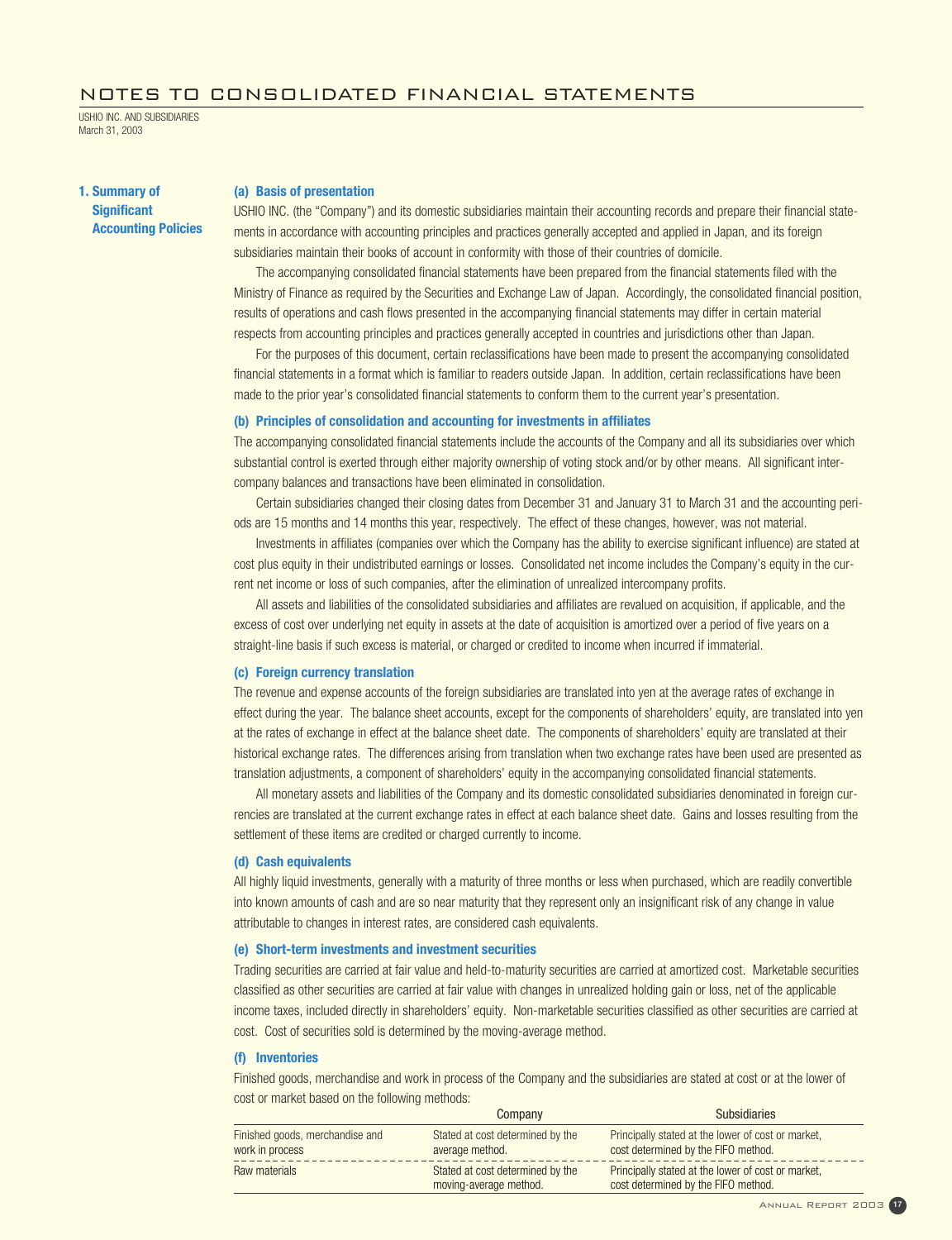# NOTES TO CONSOLIDATED FINANCIAL STATEMENTS

USHIO INC. AND SUBSIDIARIES
March 31, 2003

## 1. Summary of Significant Accounting Policies

### (a) Basis of presentation

USHIO INC. (the "Company") and its domestic subsidiaries maintain their accounting records and prepare their financial statements in accordance with accounting principles and practices generally accepted and applied in Japan, and its foreign subsidiaries maintain their books of account in conformity with those of their countries of domicile.

The accompanying consolidated financial statements have been prepared from the financial statements filed with the Ministry of Finance as required by the Securities and Exchange Law of Japan. Accordingly, the consolidated financial position, results of operations and cash flows presented in the accompanying financial statements may differ in certain material respects from accounting principles and practices generally accepted in countries and jurisdictions other than Japan.

For the purposes of this document, certain reclassifications have been made to present the accompanying consolidated financial statements in a format which is familiar to readers outside Japan. In addition, certain reclassifications have been made to the prior year's consolidated financial statements to conform them to the current year's presentation.

### (b) Principles of consolidation and accounting for investments in affiliates

The accompanying consolidated financial statements include the accounts of the Company and all its subsidiaries over which substantial control is exerted through either majority ownership of voting stock and/or by other means. All significant intercompany balances and transactions have been eliminated in consolidation.

Certain subsidiaries changed their closing dates from December 31 and January 31 to March 31 and the accounting periods are 15 months and 14 months this year, respectively. The effect of these changes, however, was not material.

Investments in affiliates (companies over which the Company has the ability to exercise significant influence) are stated at cost plus equity in their undistributed earnings or losses. Consolidated net income includes the Company's equity in the current net income or loss of such companies, after the elimination of unrealized intercompany profits.

All assets and liabilities of the consolidated subsidiaries and affiliates are revalued on acquisition, if applicable, and the excess of cost over underlying net equity in assets at the date of acquisition is amortized over a period of five years on a straight-line basis if such excess is material, or charged or credited to income when incurred if immaterial.

### (c) Foreign currency translation

The revenue and expense accounts of the foreign subsidiaries are translated into yen at the average rates of exchange in effect during the year. The balance sheet accounts, except for the components of shareholders' equity, are translated into yen at the rates of exchange in effect at the balance sheet date. The components of shareholders' equity are translated at their historical exchange rates. The differences arising from translation when two exchange rates have been used are presented as translation adjustments, a component of shareholders' equity in the accompanying consolidated financial statements.

All monetary assets and liabilities of the Company and its domestic consolidated subsidiaries denominated in foreign currencies are translated at the current exchange rates in effect at each balance sheet date. Gains and losses resulting from the settlement of these items are credited or charged currently to income.

### (d) Cash equivalents

All highly liquid investments, generally with a maturity of three months or less when purchased, which are readily convertible into known amounts of cash and are so near maturity that they represent only an insignificant risk of any change in value attributable to changes in interest rates, are considered cash equivalents.

### (e) Short-term investments and investment securities

Trading securities are carried at fair value and held-to-maturity securities are carried at amortized cost. Marketable securities classified as other securities are carried at fair value with changes in unrealized holding gain or loss, net of the applicable income taxes, included directly in shareholders' equity. Non-marketable securities classified as other securities are carried at cost. Cost of securities sold is determined by the moving-average method.

### (f) Inventories

Finished goods, merchandise and work in process of the Company and the subsidiaries are stated at cost or at the lower of cost or market based on the following methods:

| | Company | Subsidiaries |
|---|---|---|
| Finished goods, merchandise and work in process | Stated at cost determined by the average method. | Principally stated at the lower of cost or market, cost determined by the FIFO method. |
| Raw materials | Stated at cost determined by the moving-average method. | Principally stated at the lower of cost or market, cost determined by the FIFO method. |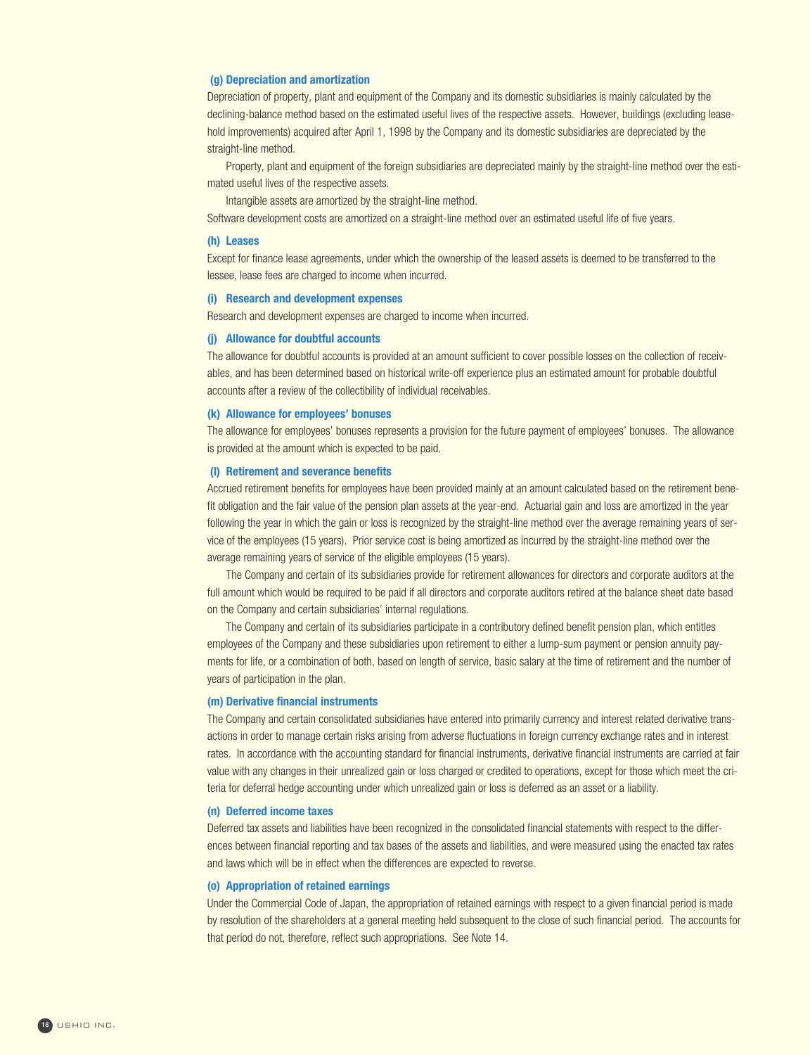### (g) Depreciation and amortization

Depreciation of property, plant and equipment of the Company and its domestic subsidiaries is mainly calculated by the declining-balance method based on the estimated useful lives of the respective assets. However, buildings (excluding leasehold improvements) acquired after April 1, 1998 by the Company and its domestic subsidiaries are depreciated by the straight-line method.

Property, plant and equipment of the foreign subsidiaries are depreciated mainly by the straight-line method over the estimated useful lives of the respective assets.

Intangible assets are amortized by the straight-line method.

Software development costs are amortized on a straight-line method over an estimated useful life of five years.

### (h) Leases

Except for finance lease agreements, under which the ownership of the leased assets is deemed to be transferred to the lessee, lease fees are charged to income when incurred.

### (i) Research and development expenses

Research and development expenses are charged to income when incurred.

### (j) Allowance for doubtful accounts

The allowance for doubtful accounts is provided at an amount sufficient to cover possible losses on the collection of receivables, and has been determined based on historical write-off experience plus an estimated amount for probable doubtful accounts after a review of the collectibility of individual receivables.

### (k) Allowance for employees' bonuses

The allowance for employees' bonuses represents a provision for the future payment of employees' bonuses. The allowance is provided at the amount which is expected to be paid.

### (l) Retirement and severance benefits

Accrued retirement benefits for employees have been provided mainly at an amount calculated based on the retirement benefit obligation and the fair value of the pension plan assets at the year-end. Actuarial gain and loss are amortized in the year following the year in which the gain or loss is recognized by the straight-line method over the average remaining years of service of the employees (15 years). Prior service cost is being amortized as incurred by the straight-line method over the average remaining years of service of the eligible employees (15 years).

The Company and certain of its subsidiaries provide for retirement allowances for directors and corporate auditors at the full amount which would be required to be paid if all directors and corporate auditors retired at the balance sheet date based on the Company and certain subsidiaries' internal regulations.

The Company and certain of its subsidiaries participate in a contributory defined benefit pension plan, which entitles employees of the Company and these subsidiaries upon retirement to either a lump-sum payment or pension annuity payments for life, or a combination of both, based on length of service, basic salary at the time of retirement and the number of years of participation in the plan.

### (m) Derivative financial instruments

The Company and certain consolidated subsidiaries have entered into primarily currency and interest related derivative transactions in order to manage certain risks arising from adverse fluctuations in foreign currency exchange rates and in interest rates. In accordance with the accounting standard for financial instruments, derivative financial instruments are carried at fair value with any changes in their unrealized gain or loss charged or credited to operations, except for those which meet the criteria for deferral hedge accounting under which unrealized gain or loss is deferred as an asset or a liability.

### (n) Deferred income taxes

Deferred tax assets and liabilities have been recognized in the consolidated financial statements with respect to the differences between financial reporting and tax bases of the assets and liabilities, and were measured using the enacted tax rates and laws which will be in effect when the differences are expected to reverse.

### (o) Appropriation of retained earnings

Under the Commercial Code of Japan, the appropriation of retained earnings with respect to a given financial period is made by resolution of the shareholders at a general meeting held subsequent to the close of such financial period. The accounts for that period do not, therefore, reflect such appropriations. See Note 14.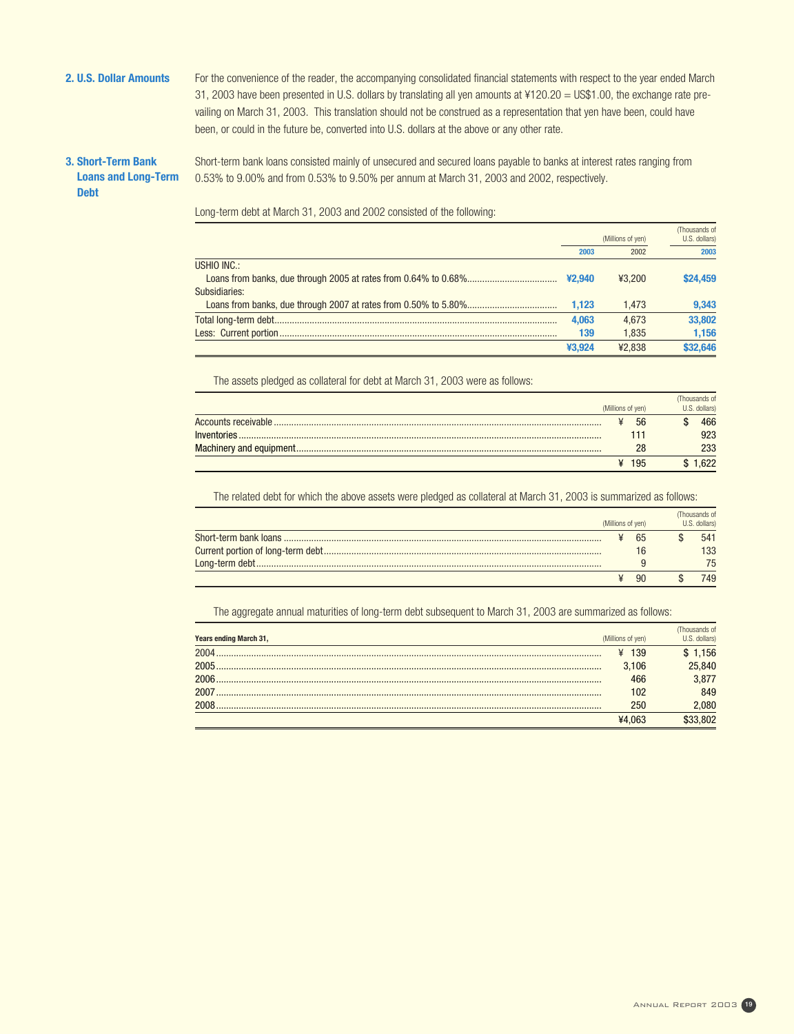## 2. U.S. Dollar Amounts

For the convenience of the reader, the accompanying consolidated financial statements with respect to the year ended March 31, 2003 have been presented in U.S. dollars by translating all yen amounts at ¥120.20 = US$1.00, the exchange rate prevailing on March 31, 2003. This translation should not be construed as a representation that yen have been, could have been, or could in the future be, converted into U.S. dollars at the above or any other rate.

## 3. Short-Term Bank Loans and Long-Term Debt

Short-term bank loans consisted mainly of unsecured and secured loans payable to banks at interest rates ranging from 0.53% to 9.00% and from 0.53% to 9.50% per annum at March 31, 2003 and 2002, respectively.

Long-term debt at March 31, 2003 and 2002 consisted of the following:

| | (Millions of yen) | | (Thousands of U.S. dollars) |
|---|---|---|---|
| | **2003** | 2002 | **2003** |
| USHIO INC.: | | | |
| Loans from banks, due through 2005 at rates from 0.64% to 0.68% | **¥2,940** | ¥3,200 | **$24,459** |
| Subsidiaries: | | | |
| Loans from banks, due through 2007 at rates from 0.50% to 5.80% | **1,123** | 1,473 | **9,343** |
| Total long-term debt | **4,063** | 4,673 | **33,802** |
| Less: Current portion | **139** | 1,835 | **1,156** |
| | **¥3,924** | ¥2,838 | **$32,646** |

The assets pledged as collateral for debt at March 31, 2003 were as follows:

| | (Millions of yen) | (Thousands of U.S. dollars) |
|---|---|---|
| Accounts receivable | ¥ 56 | $ 466 |
| Inventories | 111 | 923 |
| Machinery and equipment | 28 | 233 |
| | ¥ 195 | $ 1,622 |

The related debt for which the above assets were pledged as collateral at March 31, 2003 is summarized as follows:

| | (Millions of yen) | (Thousands of U.S. dollars) |
|---|---|---|
| Short-term bank loans | ¥ 65 | $ 541 |
| Current portion of long-term debt | 16 | 133 |
| Long-term debt | 9 | 75 |
| | ¥ 90 | $ 749 |

The aggregate annual maturities of long-term debt subsequent to March 31, 2003 are summarized as follows:

| Years ending March 31, | (Millions of yen) | (Thousands of U.S. dollars) |
|---|---|---|
| 2004 | ¥ 139 | $ 1,156 |
| 2005 | 3,106 | 25,840 |
| 2006 | 466 | 3,877 |
| 2007 | 102 | 849 |
| 2008 | 250 | 2,080 |
| | ¥4,063 | $33,802 |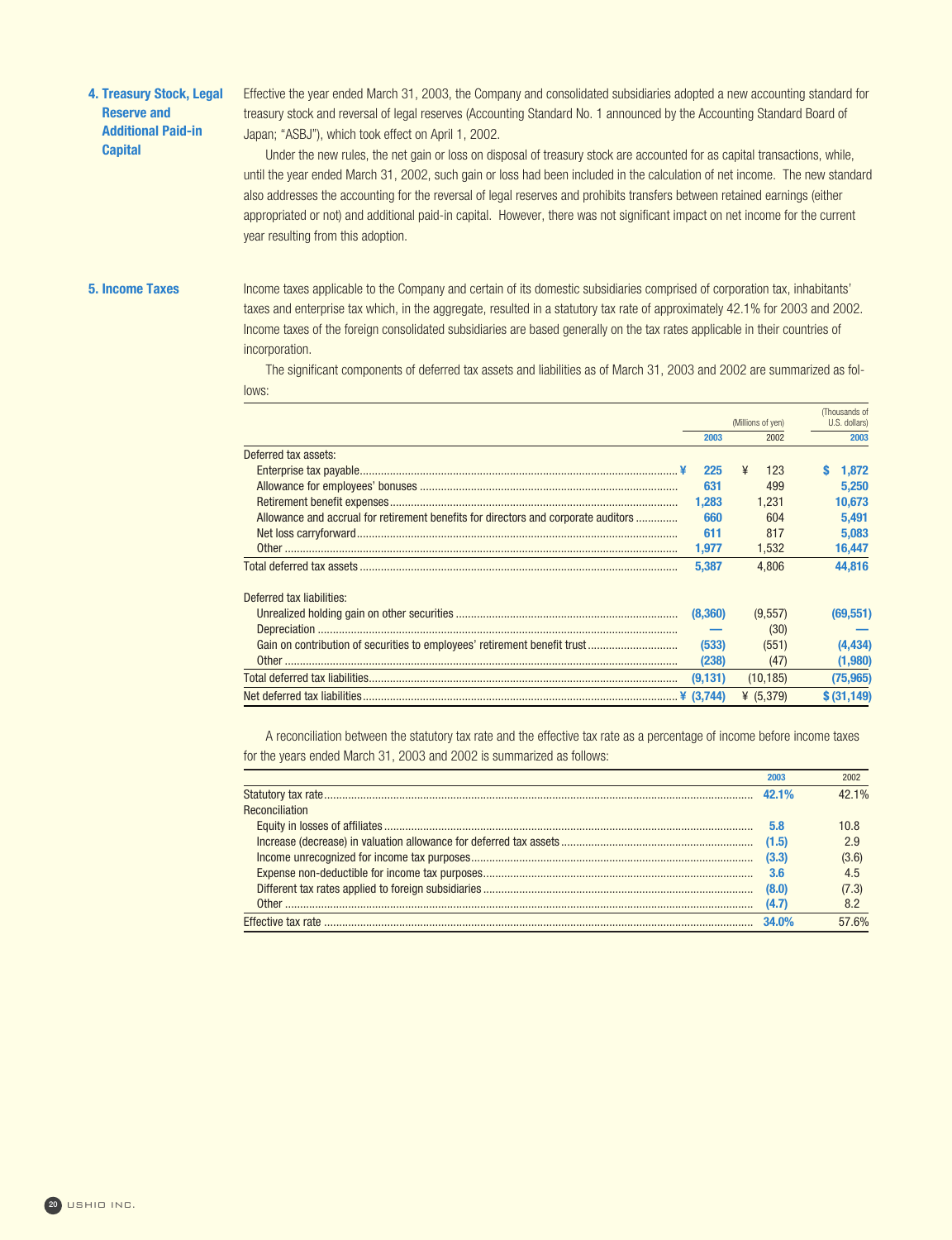## 4. Treasury Stock, Legal Reserve and Additional Paid-in Capital

Effective the year ended March 31, 2003, the Company and consolidated subsidiaries adopted a new accounting standard for treasury stock and reversal of legal reserves (Accounting Standard No. 1 announced by the Accounting Standard Board of Japan; "ASBJ"), which took effect on April 1, 2002.

Under the new rules, the net gain or loss on disposal of treasury stock are accounted for as capital transactions, while, until the year ended March 31, 2002, such gain or loss had been included in the calculation of net income. The new standard also addresses the accounting for the reversal of legal reserves and prohibits transfers between retained earnings (either appropriated or not) and additional paid-in capital. However, there was not significant impact on net income for the current year resulting from this adoption.

## 5. Income Taxes

Income taxes applicable to the Company and certain of its domestic subsidiaries comprised of corporation tax, inhabitants' taxes and enterprise tax which, in the aggregate, resulted in a statutory tax rate of approximately 42.1% for 2003 and 2002. Income taxes of the foreign consolidated subsidiaries are based generally on the tax rates applicable in their countries of incorporation.

The significant components of deferred tax assets and liabilities as of March 31, 2003 and 2002 are summarized as follows:

| | (Millions of yen) | | (Thousands of U.S. dollars) |
|---|---|---|---|
| | 2003 | 2002 | 2003 |
| **Deferred tax assets:** | | | |
| Enterprise tax payable | ¥ 225 | ¥ 123 | $ 1,872 |
| Allowance for employees' bonuses | 631 | 499 | 5,250 |
| Retirement benefit expenses | 1,283 | 1,231 | 10,673 |
| Allowance and accrual for retirement benefits for directors and corporate auditors | 660 | 604 | 5,491 |
| Net loss carryforward | 611 | 817 | 5,083 |
| Other | 1,977 | 1,532 | 16,447 |
| Total deferred tax assets | 5,387 | 4,806 | 44,816 |
| **Deferred tax liabilities:** | | | |
| Unrealized holding gain on other securities | (8,360) | (9,557) | (69,551) |
| Depreciation | — | (30) | — |
| Gain on contribution of securities to employees' retirement benefit trust | (533) | (551) | (4,434) |
| Other | (238) | (47) | (1,980) |
| Total deferred tax liabilities | (9,131) | (10,185) | (75,965) |
| Net deferred tax liabilities | ¥ (3,744) | ¥ (5,379) | $ (31,149) |

A reconciliation between the statutory tax rate and the effective tax rate as a percentage of income before income taxes for the years ended March 31, 2003 and 2002 is summarized as follows:

| | 2003 | 2002 |
|---|---|---|
| Statutory tax rate | 42.1% | 42.1% |
| Reconciliation | | |
| Equity in losses of affiliates | 5.8 | 10.8 |
| Increase (decrease) in valuation allowance for deferred tax assets | (1.5) | 2.9 |
| Income unrecognized for income tax purposes | (3.3) | (3.6) |
| Expense non-deductible for income tax purposes | 3.6 | 4.5 |
| Different tax rates applied to foreign subsidiaries | (8.0) | (7.3) |
| Other | (4.7) | 8.2 |
| Effective tax rate | 34.0% | 57.6% |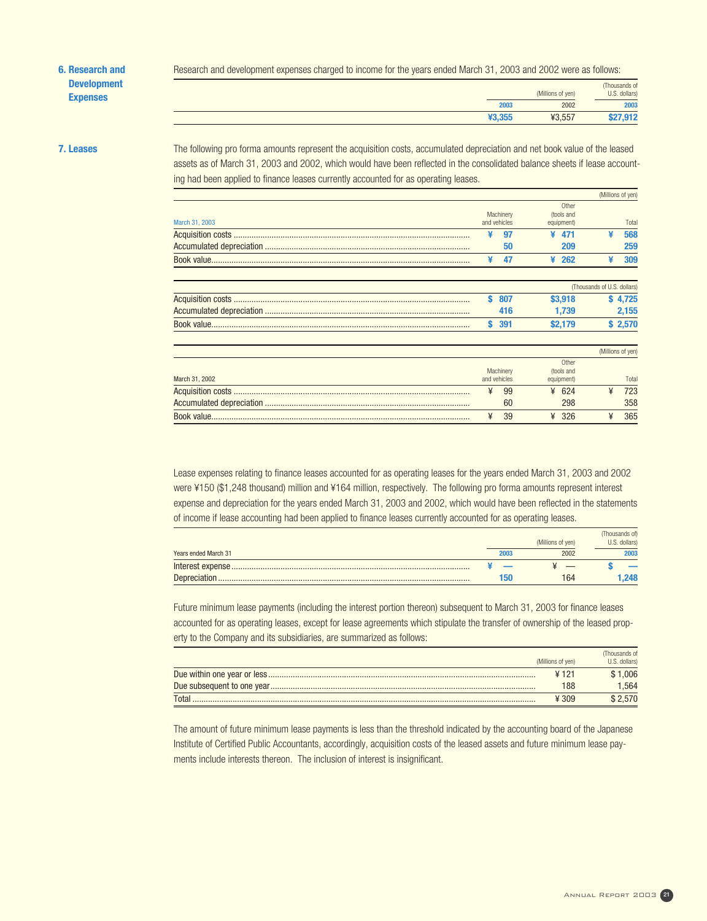## 6. Research and Development Expenses

Research and development expenses charged to income for the years ended March 31, 2003 and 2002 were as follows:

| | (Millions of yen) | | (Thousands of U.S. dollars) |
|---|---|---|---|
| | 2003 | 2002 | 2003 |
| | ¥3,355 | ¥3,557 | $27,912 |

## 7. Leases

The following pro forma amounts represent the acquisition costs, accumulated depreciation and net book value of the leased assets as of March 31, 2003 and 2002, which would have been reflected in the consolidated balance sheets if lease accounting had been applied to finance leases currently accounted for as operating leases.

| | | | (Millions of yen) |
|---|---|---|---|
| March 31, 2003 | Machinery and vehicles | Other (tools and equipment) | Total |
| Acquisition costs | ¥ 97 | ¥ 471 | ¥ 568 |
| Accumulated depreciation | 50 | 209 | 259 |
| Book value | ¥ 47 | ¥ 262 | ¥ 309 |

| | | | (Thousands of U.S. dollars) |
|---|---|---|---|
| Acquisition costs | $ 807 | $3,918 | $ 4,725 |
| Accumulated depreciation | 416 | 1,739 | 2,155 |
| Book value | $ 391 | $2,179 | $ 2,570 |

| | | | (Millions of yen) |
|---|---|---|---|
| March 31, 2002 | Machinery and vehicles | Other (tools and equipment) | Total |
| Acquisition costs | ¥ 99 | ¥ 624 | ¥ 723 |
| Accumulated depreciation | 60 | 298 | 358 |
| Book value | ¥ 39 | ¥ 326 | ¥ 365 |

Lease expenses relating to finance leases accounted for as operating leases for the years ended March 31, 2003 and 2002 were ¥150 ($1,248 thousand) million and ¥164 million, respectively. The following pro forma amounts represent interest expense and depreciation for the years ended March 31, 2003 and 2002, which would have been reflected in the statements of income if lease accounting had been applied to finance leases currently accounted for as operating leases.

| | (Millions of yen) | | (Thousands of U.S. dollars) |
|---|---|---|---|
| Years ended March 31 | 2003 | 2002 | 2003 |
| Interest expense | ¥ — | ¥ — | $ — |
| Depreciation | 150 | 164 | 1,248 |

Future minimum lease payments (including the interest portion thereon) subsequent to March 31, 2003 for finance leases accounted for as operating leases, except for lease agreements which stipulate the transfer of ownership of the leased property to the Company and its subsidiaries, are summarized as follows:

| | (Millions of yen) | (Thousands of U.S. dollars) |
|---|---|---|
| Due within one year or less | ¥ 121 | $ 1,006 |
| Due subsequent to one year | 188 | 1,564 |
| Total | ¥ 309 | $ 2,570 |

The amount of future minimum lease payments is less than the threshold indicated by the accounting board of the Japanese Institute of Certified Public Accountants, accordingly, acquisition costs of the leased assets and future minimum lease payments include interests thereon. The inclusion of interest is insignificant.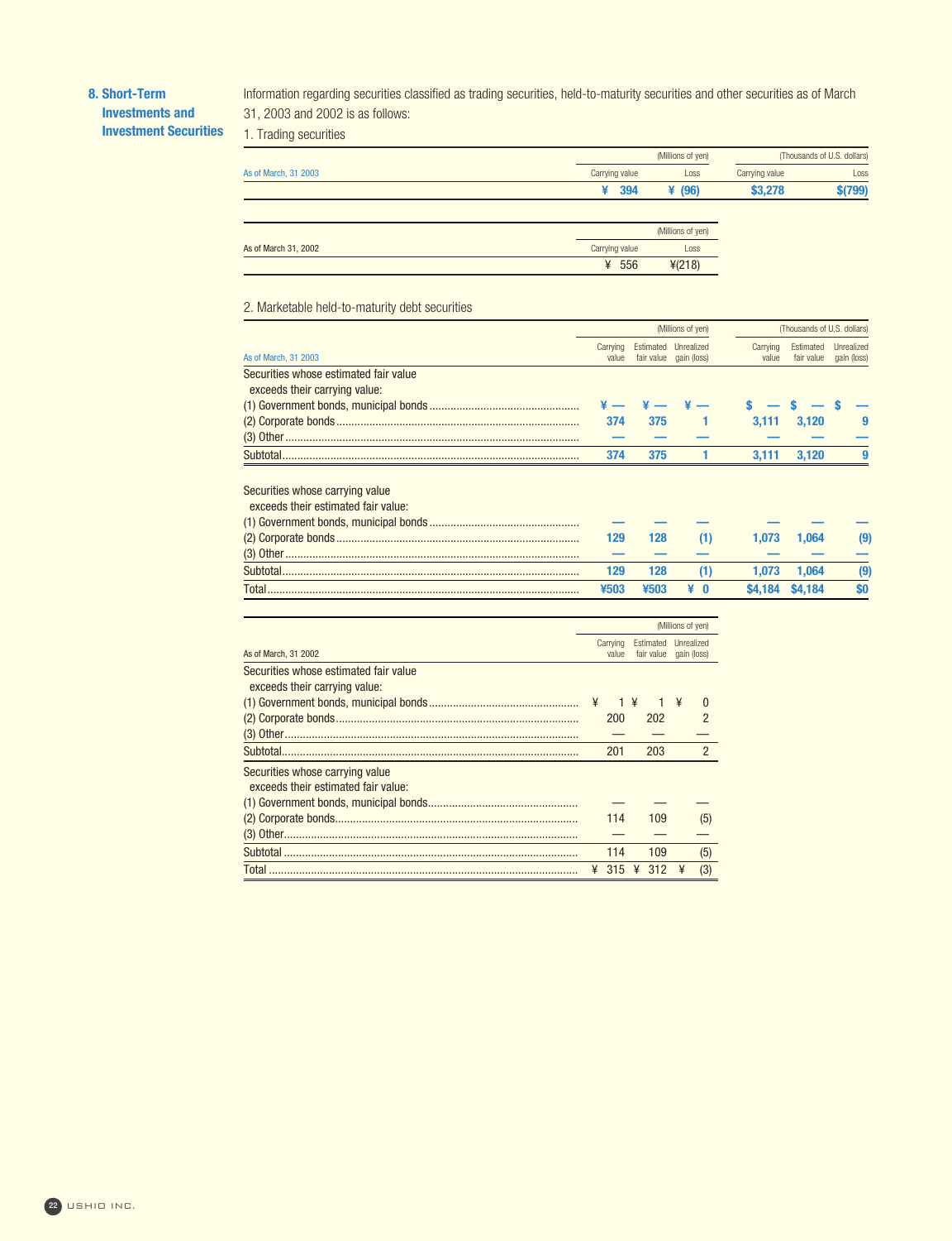## 8. Short-Term Investments and Investment Securities

Information regarding securities classified as trading securities, held-to-maturity securities and other securities as of March 31, 2003 and 2002 is as follows:

1. Trading securities

| As of March, 31 2003 | Carrying value (Millions of yen) | Loss (Millions of yen) | Carrying value (Thousands of U.S. dollars) | Loss (Thousands of U.S. dollars) |
|---|---|---|---|---|
| | ¥ 394 | ¥ (96) | $3,278 | $(799) |

| As of March 31, 2002 | Carrying value (Millions of yen) | Loss (Millions of yen) |
|---|---|---|
| | ¥ 556 | ¥(218) |

2. Marketable held-to-maturity debt securities

| | (Millions of yen) | | | (Thousands of U.S. dollars) | | |
|---|---|---|---|---|---|---|
| As of March, 31 2003 | Carrying value | Estimated fair value | Unrealized gain (loss) | Carrying value | Estimated fair value | Unrealized gain (loss) |
| Securities whose estimated fair value exceeds their carrying value: | | | | | | |
| (1) Government bonds, municipal bonds | ¥ — | ¥ — | ¥ — | $ — | $ — | $ — |
| (2) Corporate bonds | 374 | 375 | 1 | 3,111 | 3,120 | 9 |
| (3) Other | — | — | — | — | — | — |
| Subtotal | 374 | 375 | 1 | 3,111 | 3,120 | 9 |
| Securities whose carrying value exceeds their estimated fair value: | | | | | | |
| (1) Government bonds, municipal bonds | — | — | — | — | — | — |
| (2) Corporate bonds | 129 | 128 | (1) | 1,073 | 1,064 | (9) |
| (3) Other | — | — | — | — | — | — |
| Subtotal | 129 | 128 | (1) | 1,073 | 1,064 | (9) |
| Total | ¥503 | ¥503 | ¥ 0 | $4,184 | $4,184 | $0 |

| | (Millions of yen) | | |
|---|---|---|---|
| As of March, 31 2002 | Carrying value | Estimated fair value | Unrealized gain (loss) |
| Securities whose estimated fair value exceeds their carrying value: | | | |
| (1) Government bonds, municipal bonds | ¥ 1 | ¥ 1 | ¥ 0 |
| (2) Corporate bonds | 200 | 202 | 2 |
| (3) Other | — | — | — |
| Subtotal | 201 | 203 | 2 |
| Securities whose carrying value exceeds their estimated fair value: | | | |
| (1) Government bonds, municipal bonds | — | — | — |
| (2) Corporate bonds | 114 | 109 | (5) |
| (3) Other | — | — | — |
| Subtotal | 114 | 109 | (5) |
| Total | ¥ 315 | ¥ 312 | ¥ (3) |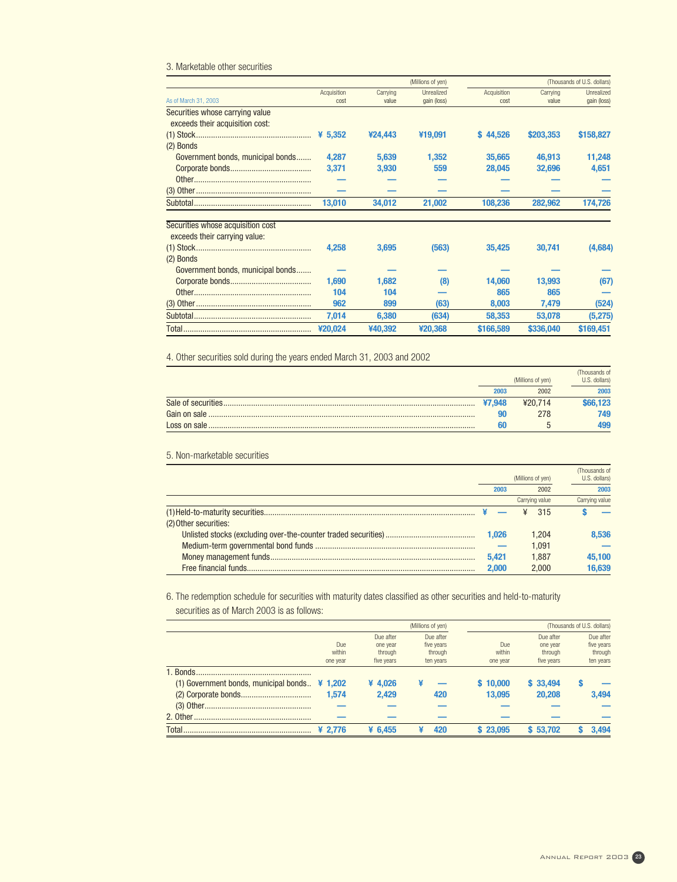### 3. Marketable other securities

| As of March 31, 2003 | (Millions of yen) Acquisition cost | Carrying value | Unrealized gain (loss) | (Thousands of U.S. dollars) Acquisition cost | Carrying value | Unrealized gain (loss) |
|---|---|---|---|---|---|---|
| Securities whose carrying value exceeds their acquisition cost: | | | | | | |
| (1) Stock | ¥ 5,352 | ¥24,443 | ¥19,091 | $ 44,526 | $203,353 | $158,827 |
| (2) Bonds | | | | | | |
| Government bonds, municipal bonds | 4,287 | 5,639 | 1,352 | 35,665 | 46,913 | 11,248 |
| Corporate bonds | 3,371 | 3,930 | 559 | 28,045 | 32,696 | 4,651 |
| Other | — | — | — | — | — | — |
| (3) Other | — | — | — | — | — | — |
| Subtotal | 13,010 | 34,012 | 21,002 | 108,236 | 282,962 | 174,726 |
| Securities whose acquisition cost exceeds their carrying value: | | | | | | |
| (1) Stock | 4,258 | 3,695 | (563) | 35,425 | 30,741 | (4,684) |
| (2) Bonds | | | | | | |
| Government bonds, municipal bonds | — | — | — | — | — | — |
| Corporate bonds | 1,690 | 1,682 | (8) | 14,060 | 13,993 | (67) |
| Other | 104 | 104 | — | 865 | 865 | — |
| (3) Other | 962 | 899 | (63) | 8,003 | 7,479 | (524) |
| Subtotal | 7,014 | 6,380 | (634) | 58,353 | 53,078 | (5,275) |
| Total | ¥20,024 | ¥40,392 | ¥20,368 | $166,589 | $336,040 | $169,451 |

### 4. Other securities sold during the years ended March 31, 2003 and 2002

| | (Millions of yen) 2003 | 2002 | (Thousands of U.S. dollars) 2003 |
|---|---|---|---|
| Sale of securities | ¥7,948 | ¥20,714 | $66,123 |
| Gain on sale | 90 | 278 | 749 |
| Loss on sale | 60 | 5 | 499 |

### 5. Non-marketable securities

| | (Millions of yen) 2003 | 2002 | (Thousands of U.S. dollars) 2003 |
|---|---|---|---|
| | Carrying value | | Carrying value |
| (1) Held-to-maturity securities | ¥ — | ¥ 315 | $ — |
| (2) Other securities: | | | |
| Unlisted stocks (excluding over-the-counter traded securities) | 1,026 | 1,204 | 8,536 |
| Medium-term governmental bond funds | — | 1,091 | — |
| Money management funds | 5,421 | 1,887 | 45,100 |
| Free financial funds | 2,000 | 2,000 | 16,639 |

### 6. The redemption schedule for securities with maturity dates classified as other securities and held-to-maturity securities as of March 2003 is as follows:

| | (Millions of yen) Due within one year | Due after one year through five years | Due after five years through ten years | (Thousands of U.S. dollars) Due within one year | Due after one year through five years | Due after five years through ten years |
|---|---|---|---|---|---|---|
| 1. Bonds | | | | | | |
| (1) Government bonds, municipal bonds | ¥ 1,202 | ¥ 4,026 | ¥ — | $ 10,000 | $ 33,494 | $ — |
| (2) Corporate bonds | 1,574 | 2,429 | 420 | 13,095 | 20,208 | 3,494 |
| (3) Other | — | — | — | — | — | — |
| 2. Other | — | — | — | — | — | — |
| Total | ¥ 2,776 | ¥ 6,455 | ¥ 420 | $ 23,095 | $ 53,702 | $ 3,494 |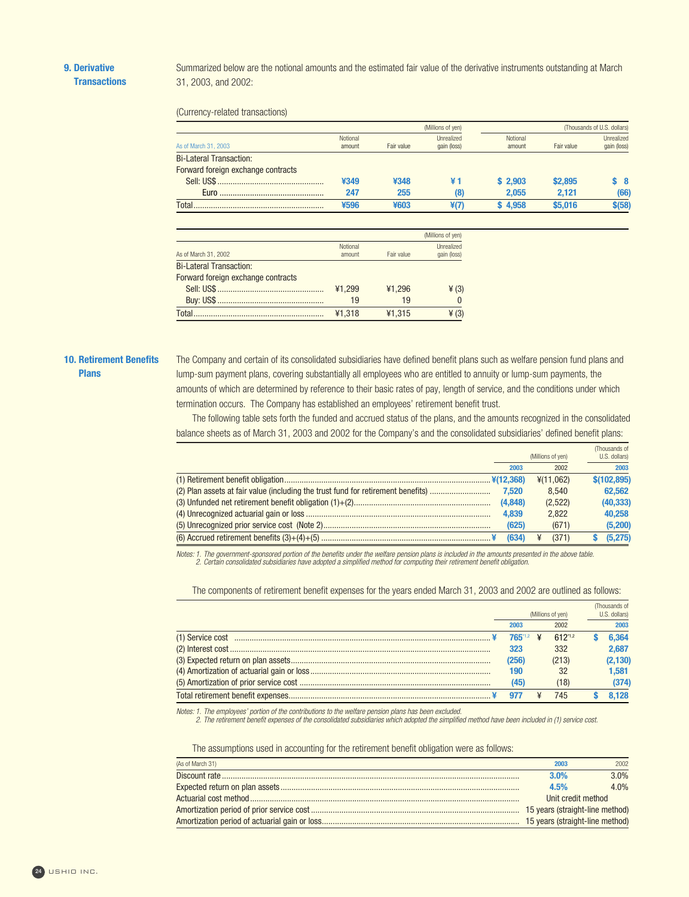## 9. Derivative Transactions

Summarized below are the notional amounts and the estimated fair value of the derivative instruments outstanding at March 31, 2003, and 2002:

(Currency-related transactions)

| As of March 31, 2003 | Notional amount (Millions of yen) | Fair value (Millions of yen) | Unrealized gain (loss) (Millions of yen) | Notional amount (Thousands of U.S. dollars) | Fair value (Thousands of U.S. dollars) | Unrealized gain (loss) (Thousands of U.S. dollars) |
|---|---|---|---|---|---|---|
| Bi-Lateral Transaction: | | | | | | |
| Forward foreign exchange contracts | | | | | | |
| Sell: US$ | ¥349 | ¥348 | ¥ 1 | $ 2,903 | $2,895 | $ 8 |
| Euro | 247 | 255 | (8) | 2,055 | 2,121 | (66) |
| Total | ¥596 | ¥603 | ¥(7) | $ 4,958 | $5,016 | $(58) |

| As of March 31, 2002 | Notional amount (Millions of yen) | Fair value (Millions of yen) | Unrealized gain (loss) (Millions of yen) |
|---|---|---|---|
| Bi-Lateral Transaction: | | | |
| Forward foreign exchange contracts | | | |
| Sell: US$ | ¥1,299 | ¥1,296 | ¥ (3) |
| Buy: US$ | 19 | 19 | 0 |
| Total | ¥1,318 | ¥1,315 | ¥ (3) |

## 10. Retirement Benefits Plans

The Company and certain of its consolidated subsidiaries have defined benefit plans such as welfare pension fund plans and lump-sum payment plans, covering substantially all employees who are entitled to annuity or lump-sum payments, the amounts of which are determined by reference to their basic rates of pay, length of service, and the conditions under which termination occurs. The Company has established an employees' retirement benefit trust.

The following table sets forth the funded and accrued status of the plans, and the amounts recognized in the consolidated balance sheets as of March 31, 2003 and 2002 for the Company's and the consolidated subsidiaries' defined benefit plans:

| | 2003 (Millions of yen) | 2002 (Millions of yen) | 2003 (Thousands of U.S. dollars) |
|---|---|---|---|
| (1) Retirement benefit obligation | ¥(12,368) | ¥(11,062) | $(102,895) |
| (2) Plan assets at fair value (including the trust fund for retirement benefits) | 7,520 | 8,540 | 62,562 |
| (3) Unfunded net retirement benefit obligation (1)+(2) | (4,848) | (2,522) | (40,333) |
| (4) Unrecognized actuarial gain or loss | 4,839 | 2,822 | 40,258 |
| (5) Unrecognized prior service cost (Note 2) | (625) | (671) | (5,200) |
| (6) Accrued retirement benefits (3)+(4)+(5) | ¥ (634) | ¥ (371) | $ (5,275) |

*Notes: 1. The government-sponsored portion of the benefits under the welfare pension plans is included in the amounts presented in the above table.*
*2. Certain consolidated subsidiaries have adopted a simplified method for computing their retirement benefit obligation.*

The components of retirement benefit expenses for the years ended March 31, 2003 and 2002 are outlined as follows:

| | 2003 (Millions of yen) | 2002 (Millions of yen) | 2003 (Thousands of U.S. dollars) |
|---|---|---|---|
| (1) Service cost | ¥ 765[*1,2] | ¥ 612[*1,2] | $ 6,364 |
| (2) Interest cost | 323 | 332 | 2,687 |
| (3) Expected return on plan assets | (256) | (213) | (2,130) |
| (4) Amortization of actuarial gain or loss | 190 | 32 | 1,581 |
| (5) Amortization of prior service cost | (45) | (18) | (374) |
| Total retirement benefit expenses | ¥ 977 | ¥ 745 | $ 8,128 |

*Notes: 1. The employees' portion of the contributions to the welfare pension plans has been excluded.*
*2. The retirement benefit expenses of the consolidated subsidiaries which adopted the simplified method have been included in (1) service cost.*

The assumptions used in accounting for the retirement benefit obligation were as follows:

| (As of March 31) | 2003 | 2002 |
|---|---|---|
| Discount rate | 3.0% | 3.0% |
| Expected return on plan assets | 4.5% | 4.0% |
| Actuarial cost method | Unit credit method | |
| Amortization period of prior service cost | 15 years (straight-line method) | |
| Amortization period of actuarial gain or loss | 15 years (straight-line method) | |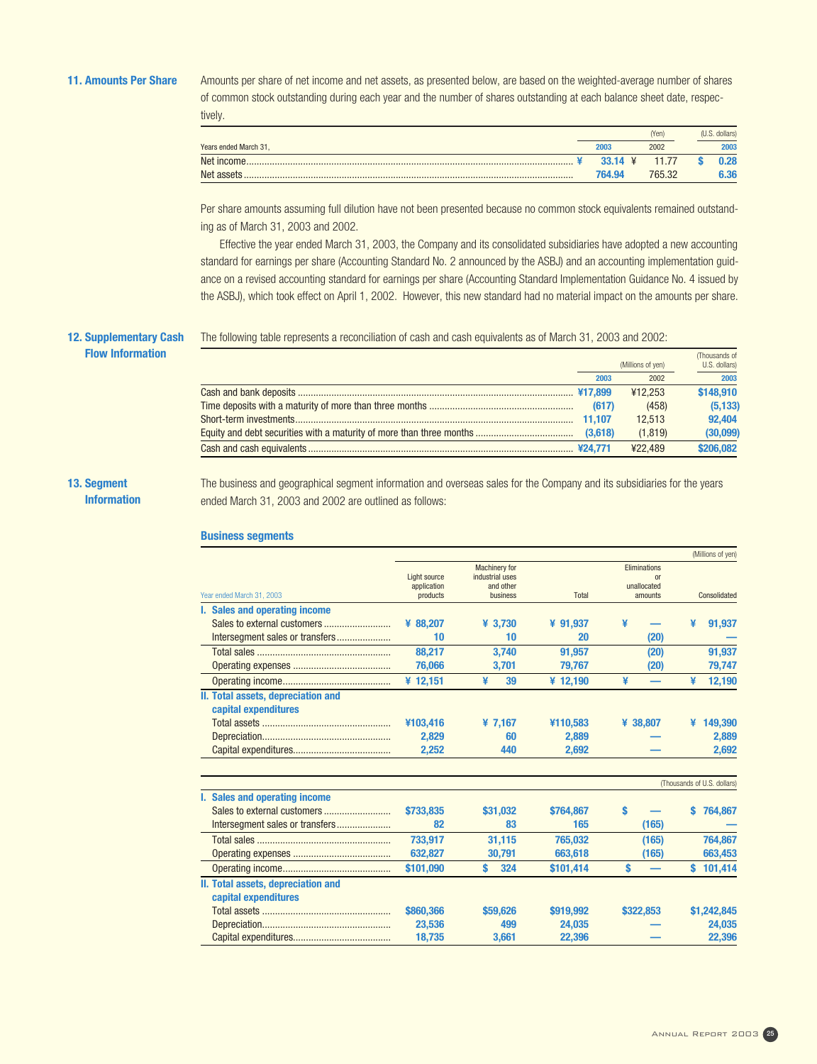## 11. Amounts Per Share

Amounts per share of net income and net assets, as presented below, are based on the weighted-average number of shares of common stock outstanding during each year and the number of shares outstanding at each balance sheet date, respectively.

| Years ended March 31, | (Yen) 2003 | 2002 | (U.S. dollars) 2003 |
|---|---|---|---|
| Net income | ¥ 33.14 | ¥ 11.77 | $ 0.28 |
| Net assets | 764.94 | 765.32 | 6.36 |

Per share amounts assuming full dilution have not been presented because no common stock equivalents remained outstanding as of March 31, 2003 and 2002.

Effective the year ended March 31, 2003, the Company and its consolidated subsidiaries have adopted a new accounting standard for earnings per share (Accounting Standard No. 2 announced by the ASBJ) and an accounting implementation guidance on a revised accounting standard for earnings per share (Accounting Standard Implementation Guidance No. 4 issued by the ASBJ), which took effect on April 1, 2002. However, this new standard had no material impact on the amounts per share.

## 12. Supplementary Cash Flow Information

The following table represents a reconciliation of cash and cash equivalents as of March 31, 2003 and 2002:

| | (Millions of yen) 2003 | 2002 | (Thousands of U.S. dollars) 2003 |
|---|---|---|---|
| Cash and bank deposits | ¥17,899 | ¥12,253 | $148,910 |
| Time deposits with a maturity of more than three months | (617) | (458) | (5,133) |
| Short-term investments | 11,107 | 12,513 | 92,404 |
| Equity and debt securities with a maturity of more than three months | (3,618) | (1,819) | (30,099) |
| Cash and cash equivalents | ¥24,771 | ¥22,489 | $206,082 |

## 13. Segment Information

The business and geographical segment information and overseas sales for the Company and its subsidiaries for the years ended March 31, 2003 and 2002 are outlined as follows:

### Business segments

(Millions of yen)

| Year ended March 31, 2003 | Light source application products | Machinery for industrial uses and other business | Total | Eliminations or unallocated amounts | Consolidated |
|---|---|---|---|---|---|
| **I. Sales and operating income** | | | | | |
| Sales to external customers | ¥ 88,207 | ¥ 3,730 | ¥ 91,937 | ¥ — | ¥ 91,937 |
| Intersegment sales or transfers | 10 | 10 | 20 | (20) | — |
| Total sales | 88,217 | 3,740 | 91,957 | (20) | 91,937 |
| Operating expenses | 76,066 | 3,701 | 79,767 | (20) | 79,747 |
| Operating income | ¥ 12,151 | ¥ 39 | ¥ 12,190 | ¥ — | ¥ 12,190 |
| **II. Total assets, depreciation and capital expenditures** | | | | | |
| Total assets | ¥103,416 | ¥ 7,167 | ¥110,583 | ¥ 38,807 | ¥ 149,390 |
| Depreciation | 2,829 | 60 | 2,889 | — | 2,889 |
| Capital expenditures | 2,252 | 440 | 2,692 | — | 2,692 |

(Thousands of U.S. dollars)

| | Light source application products | Machinery for industrial uses and other business | Total | Eliminations or unallocated amounts | Consolidated |
|---|---|---|---|---|---|
| **I. Sales and operating income** | | | | | |
| Sales to external customers | $733,835 | $31,032 | $764,867 | $ — | $ 764,867 |
| Intersegment sales or transfers | 82 | 83 | 165 | (165) | — |
| Total sales | 733,917 | 31,115 | 765,032 | (165) | 764,867 |
| Operating expenses | 632,827 | 30,791 | 663,618 | (165) | 663,453 |
| Operating income | $101,090 | $ 324 | $101,414 | $ — | $ 101,414 |
| **II. Total assets, depreciation and capital expenditures** | | | | | |
| Total assets | $860,366 | $59,626 | $919,992 | $322,853 | $1,242,845 |
| Depreciation | 23,536 | 499 | 24,035 | — | 24,035 |
| Capital expenditures | 18,735 | 3,661 | 22,396 | — | 22,396 |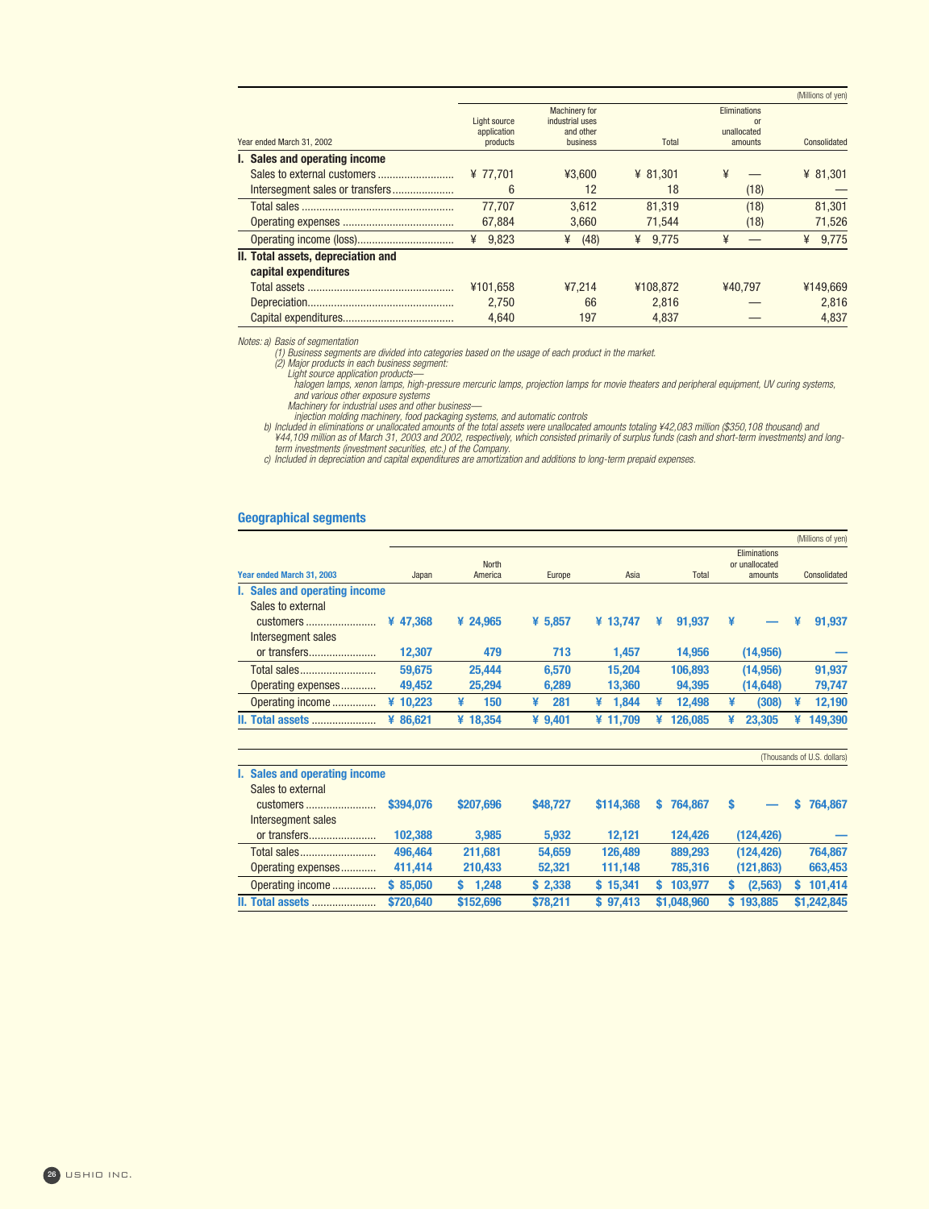(Millions of yen)

| Year ended March 31, 2002 | Light source application products | Machinery for industrial uses and other business | Total | Eliminations or unallocated amounts | Consolidated |
|---|---|---|---|---|---|
| **I. Sales and operating income** | | | | | |
| Sales to external customers | ¥ 77,701 | ¥3,600 | ¥ 81,301 | ¥ — | ¥ 81,301 |
| Intersegment sales or transfers | 6 | 12 | 18 | (18) | — |
| Total sales | 77,707 | 3,612 | 81,319 | (18) | 81,301 |
| Operating expenses | 67,884 | 3,660 | 71,544 | (18) | 71,526 |
| Operating income (loss) | ¥ 9,823 | ¥ (48) | ¥ 9,775 | ¥ — | ¥ 9,775 |
| **II. Total assets, depreciation and capital expenditures** | | | | | |
| Total assets | ¥101,658 | ¥7,214 | ¥108,872 | ¥40,797 | ¥149,669 |
| Depreciation | 2,750 | 66 | 2,816 | — | 2,816 |
| Capital expenditures | 4,640 | 197 | 4,837 | — | 4,837 |

*Notes: a) Basis of segmentation*
*(1) Business segments are divided into categories based on the usage of each product in the market.*
*(2) Major products in each business segment:*
*Light source application products—*
*halogen lamps, xenon lamps, high-pressure mercuric lamps, projection lamps for movie theaters and peripheral equipment, UV curing systems, and various other exposure systems*
*Machinery for industrial uses and other business—*
*injection molding machinery, food packaging systems, and automatic controls*
*b) Included in eliminations or unallocated amounts of the total assets were unallocated amounts totaling ¥42,083 million ($350,108 thousand) and ¥44,109 million as of March 31, 2003 and 2002, respectively, which consisted primarily of surplus funds (cash and short-term investments) and long-term investments (investment securities, etc.) of the Company.*
*c) Included in depreciation and capital expenditures are amortization and additions to long-term prepaid expenses.*

## Geographical segments

(Millions of yen)

| Year ended March 31, 2003 | Japan | North America | Europe | Asia | Total | Eliminations or unallocated amounts | Consolidated |
|---|---|---|---|---|---|---|---|
| **I. Sales and operating income** | | | | | | | |
| Sales to external customers | ¥ 47,368 | ¥ 24,965 | ¥ 5,857 | ¥ 13,747 | ¥ 91,937 | ¥ — | ¥ 91,937 |
| Intersegment sales or transfers | 12,307 | 479 | 713 | 1,457 | 14,956 | (14,956) | — |
| Total sales | 59,675 | 25,444 | 6,570 | 15,204 | 106,893 | (14,956) | 91,937 |
| Operating expenses | 49,452 | 25,294 | 6,289 | 13,360 | 94,395 | (14,648) | 79,747 |
| Operating income | ¥ 10,223 | ¥ 150 | ¥ 281 | ¥ 1,844 | ¥ 12,498 | ¥ (308) | ¥ 12,190 |
| **II. Total assets** | ¥ 86,621 | ¥ 18,354 | ¥ 9,401 | ¥ 11,709 | ¥ 126,085 | ¥ 23,305 | ¥ 149,390 |

(Thousands of U.S. dollars)

| | Japan | North America | Europe | Asia | Total | Eliminations or unallocated amounts | Consolidated |
|---|---|---|---|---|---|---|---|
| **I. Sales and operating income** | | | | | | | |
| Sales to external customers | $394,076 | $207,696 | $48,727 | $114,368 | $ 764,867 | $ — | $ 764,867 |
| Intersegment sales or transfers | 102,388 | 3,985 | 5,932 | 12,121 | 124,426 | (124,426) | — |
| Total sales | 496,464 | 211,681 | 54,659 | 126,489 | 889,293 | (124,426) | 764,867 |
| Operating expenses | 411,414 | 210,433 | 52,321 | 111,148 | 785,316 | (121,863) | 663,453 |
| Operating income | $ 85,050 | $ 1,248 | $ 2,338 | $ 15,341 | $ 103,977 | $ (2,563) | $ 101,414 |
| **II. Total assets** | $720,640 | $152,696 | $78,211 | $ 97,413 | $1,048,960 | $ 193,885 | $1,242,845 |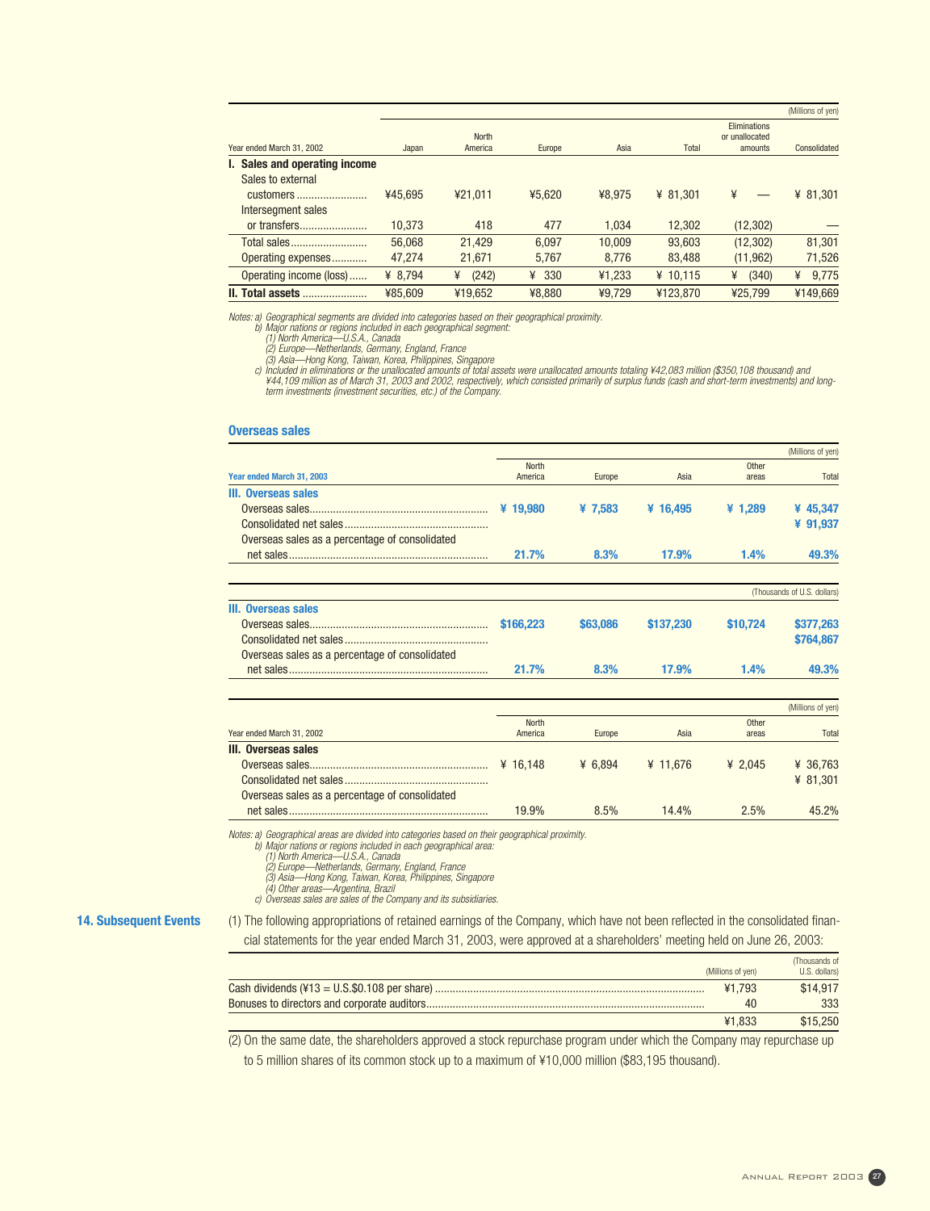(Millions of yen)

| Year ended March 31, 2002 | Japan | North America | Europe | Asia | Total | Eliminations or unallocated amounts | Consolidated |
|---|---|---|---|---|---|---|---|
| **I. Sales and operating income** | | | | | | | |
| Sales to external customers | ¥45,695 | ¥21,011 | ¥5,620 | ¥8,975 | ¥ 81,301 | ¥ — | ¥ 81,301 |
| Intersegment sales or transfers | 10,373 | 418 | 477 | 1,034 | 12,302 | (12,302) | — |
| Total sales | 56,068 | 21,429 | 6,097 | 10,009 | 93,603 | (12,302) | 81,301 |
| Operating expenses | 47,274 | 21,671 | 5,767 | 8,776 | 83,488 | (11,962) | 71,526 |
| Operating income (loss) | ¥ 8,794 | ¥ (242) | ¥ 330 | ¥1,233 | ¥ 10,115 | ¥ (340) | ¥ 9,775 |
| **II. Total assets** | ¥85,609 | ¥19,652 | ¥8,880 | ¥9,729 | ¥123,870 | ¥25,799 | ¥149,669 |

*Notes: a) Geographical segments are divided into categories based on their geographical proximity.*
*b) Major nations or regions included in each geographical segment:*
*(1) North America—U.S.A., Canada*
*(2) Europe—Netherlands, Germany, England, France*
*(3) Asia—Hong Kong, Taiwan, Korea, Philippines, Singapore*
*c) Included in eliminations or the unallocated amounts of total assets were unallocated amounts totaling ¥42,083 million ($350,108 thousand) and ¥44,109 million as of March 31, 2003 and 2002, respectively, which consisted primarily of surplus funds (cash and short-term investments) and long-term investments (investment securities, etc.) of the Company.*

## Overseas sales

(Millions of yen)

| Year ended March 31, 2003 | North America | Europe | Asia | Other areas | Total |
|---|---|---|---|---|---|
| **III. Overseas sales** | | | | | |
| Overseas sales | ¥ 19,980 | ¥ 7,583 | ¥ 16,495 | ¥ 1,289 | ¥ 45,347 |
| Consolidated net sales | | | | | ¥ 91,937 |
| Overseas sales as a percentage of consolidated net sales | 21.7% | 8.3% | 17.9% | 1.4% | 49.3% |

(Thousands of U.S. dollars)

| | North America | Europe | Asia | Other areas | Total |
|---|---|---|---|---|---|
| **III. Overseas sales** | | | | | |
| Overseas sales | $166,223 | $63,086 | $137,230 | $10,724 | $377,263 |
| Consolidated net sales | | | | | $764,867 |
| Overseas sales as a percentage of consolidated net sales | 21.7% | 8.3% | 17.9% | 1.4% | 49.3% |

(Millions of yen)

| Year ended March 31, 2002 | North America | Europe | Asia | Other areas | Total |
|---|---|---|---|---|---|
| **III. Overseas sales** | | | | | |
| Overseas sales | ¥ 16,148 | ¥ 6,894 | ¥ 11,676 | ¥ 2,045 | ¥ 36,763 |
| Consolidated net sales | | | | | ¥ 81,301 |
| Overseas sales as a percentage of consolidated net sales | 19.9% | 8.5% | 14.4% | 2.5% | 45.2% |

*Notes: a) Geographical areas are divided into categories based on their geographical proximity.*
*b) Major nations or regions included in each geographical area:*
*(1) North America—U.S.A., Canada*
*(2) Europe—Netherlands, Germany, England, France*
*(3) Asia—Hong Kong, Taiwan, Korea, Philippines, Singapore*
*(4) Other areas—Argentina, Brazil*
*c) Overseas sales are sales of the Company and its subsidiaries.*

## 14. Subsequent Events

(1) The following appropriations of retained earnings of the Company, which have not been reflected in the consolidated financial statements for the year ended March 31, 2003, were approved at a shareholders' meeting held on June 26, 2003:

| | (Millions of yen) | (Thousands of U.S. dollars) |
|---|---|---|
| Cash dividends (¥13 = U.S.$0.108 per share) | ¥1,793 | $14,917 |
| Bonuses to directors and corporate auditors | 40 | 333 |
| | ¥1,833 | $15,250 |

(2) On the same date, the shareholders approved a stock repurchase program under which the Company may repurchase up to 5 million shares of its common stock up to a maximum of ¥10,000 million ($83,195 thousand).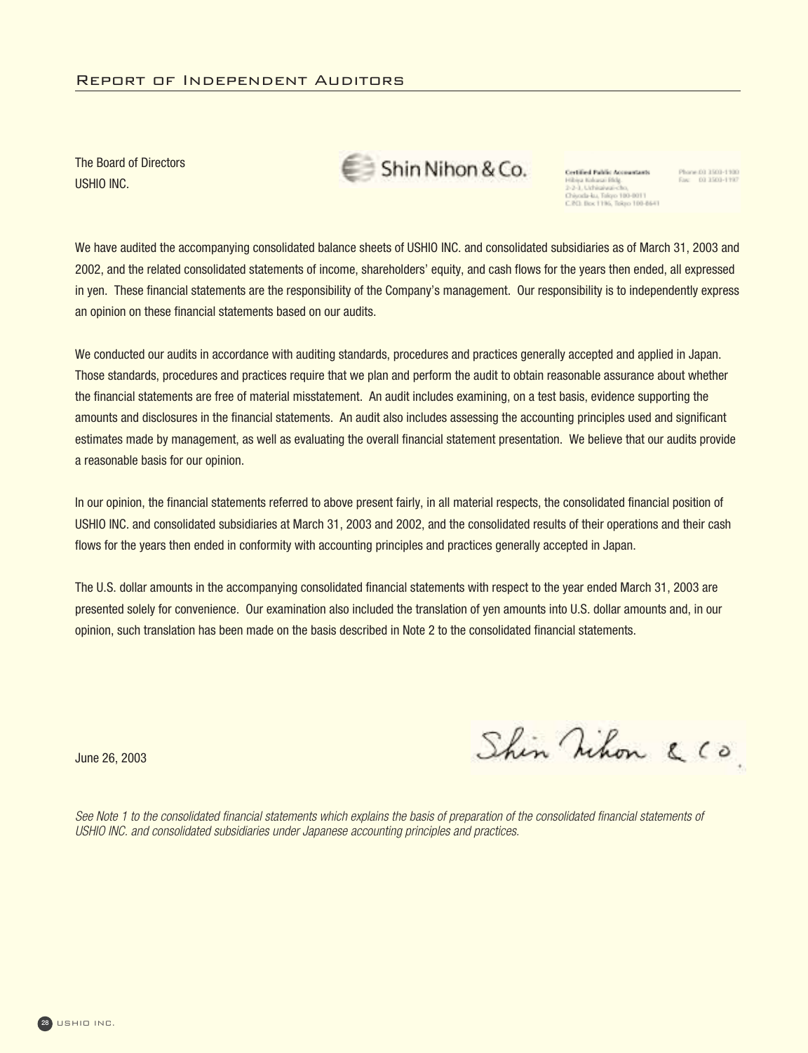# Report of Independent Auditors

The Board of Directors
USHIO INC.

Shin Nihon & Co.

Certified Public Accountants
Hibiya Kokusai Bldg.
2-2-3, Uchisaiwai-cho,
Chiyoda-ku, Tokyo 100-0011
C.P.O. Box 1196, Tokyo 100-8641

Phone 03 3503-1100
Fax 03 3503-1197

We have audited the accompanying consolidated balance sheets of USHIO INC. and consolidated subsidiaries as of March 31, 2003 and 2002, and the related consolidated statements of income, shareholders' equity, and cash flows for the years then ended, all expressed in yen. These financial statements are the responsibility of the Company's management. Our responsibility is to independently express an opinion on these financial statements based on our audits.

We conducted our audits in accordance with auditing standards, procedures and practices generally accepted and applied in Japan. Those standards, procedures and practices require that we plan and perform the audit to obtain reasonable assurance about whether the financial statements are free of material misstatement. An audit includes examining, on a test basis, evidence supporting the amounts and disclosures in the financial statements. An audit also includes assessing the accounting principles used and significant estimates made by management, as well as evaluating the overall financial statement presentation. We believe that our audits provide a reasonable basis for our opinion.

In our opinion, the financial statements referred to above present fairly, in all material respects, the consolidated financial position of USHIO INC. and consolidated subsidiaries at March 31, 2003 and 2002, and the consolidated results of their operations and their cash flows for the years then ended in conformity with accounting principles and practices generally accepted in Japan.

The U.S. dollar amounts in the accompanying consolidated financial statements with respect to the year ended March 31, 2003 are presented solely for convenience. Our examination also included the translation of yen amounts into U.S. dollar amounts and, in our opinion, such translation has been made on the basis described in Note 2 to the consolidated financial statements.

June 26, 2003

Shin Nihon & Co.

*See Note 1 to the consolidated financial statements which explains the basis of preparation of the consolidated financial statements of USHIO INC. and consolidated subsidiaries under Japanese accounting principles and practices.*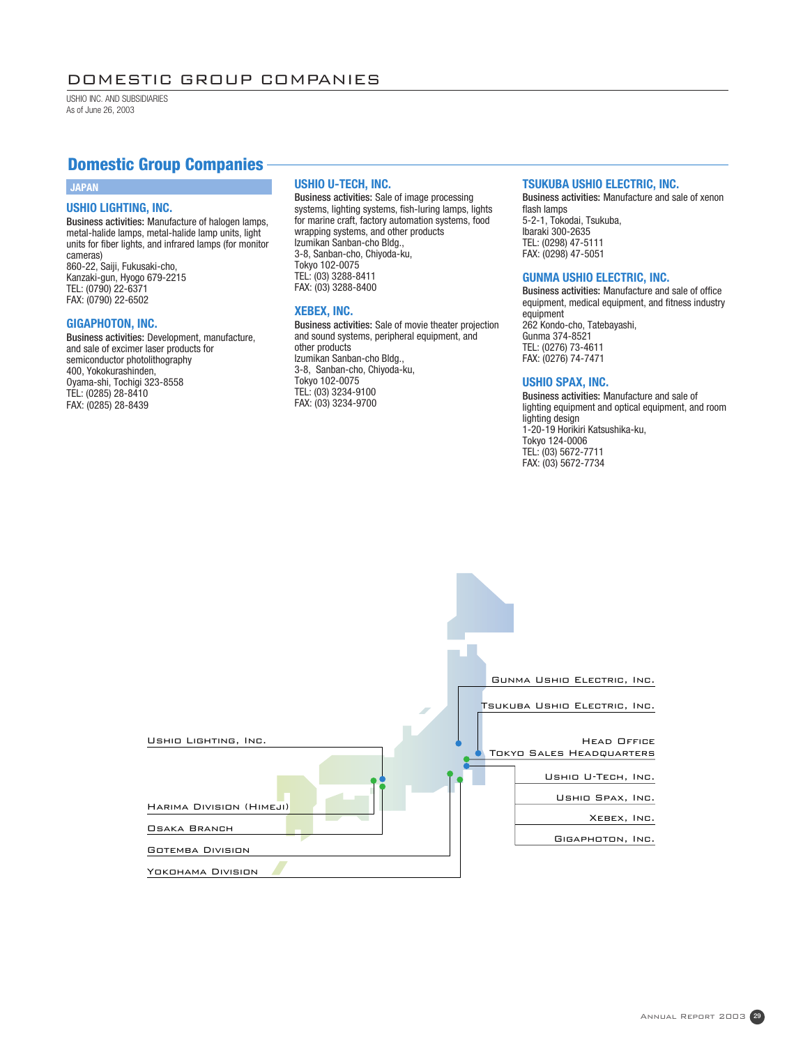# DOMESTIC GROUP COMPANIES

USHIO INC. AND SUBSIDIARIES
As of June 26, 2003

## Domestic Group Companies

**JAPAN**

### USHIO LIGHTING, INC.

**Business activities:** Manufacture of halogen lamps, metal-halide lamps, metal-halide lamp units, light units for fiber lights, and infrared lamps (for monitor cameras)
860-22, Saiji, Fukusaki-cho,
Kanzaki-gun, Hyogo 679-2215
TEL: (0790) 22-6371
FAX: (0790) 22-6502

### GIGAPHOTON, INC.

**Business activities:** Development, manufacture, and sale of excimer laser products for semiconductor photolithography
400, Yokokurashinden,
Oyama-shi, Tochigi 323-8558
TEL: (0285) 28-8410
FAX: (0285) 28-8439

### USHIO U-TECH, INC.

**Business activities:** Sale of image processing systems, lighting systems, fish-luring lamps, lights for marine craft, factory automation systems, food wrapping systems, and other products
Izumikan Sanban-cho Bldg.,
3-8, Sanban-cho, Chiyoda-ku,
Tokyo 102-0075
TEL: (03) 3288-8411
FAX: (03) 3288-8400

### XEBEX, INC.

**Business activities:** Sale of movie theater projection and sound systems, peripheral equipment, and other products
Izumikan Sanban-cho Bldg.,
3-8, Sanban-cho, Chiyoda-ku,
Tokyo 102-0075
TEL: (03) 3234-9100
FAX: (03) 3234-9700

### TSUKUBA USHIO ELECTRIC, INC.

**Business activities:** Manufacture and sale of xenon flash lamps
5-2-1, Tokodai, Tsukuba,
Ibaraki 300-2635
TEL: (0298) 47-5111
FAX: (0298) 47-5051

### GUNMA USHIO ELECTRIC, INC.

**Business activities:** Manufacture and sale of office equipment, medical equipment, and fitness industry equipment
262 Kondo-cho, Tatebayashi,
Gunma 374-8521
TEL: (0276) 73-4611
FAX: (0276) 74-7471

### USHIO SPAX, INC.

**Business activities:** Manufacture and sale of lighting equipment and optical equipment, and room lighting design
1-20-19 Horikiri Katsushika-ku,
Tokyo 124-0006
TEL: (03) 5672-7711
FAX: (03) 5672-7734

Gunma Ushio Electric, Inc.
Tsukuba Ushio Electric, Inc.
Ushio Lighting, Inc.
Head Office
Tokyo Sales Headquarters
Ushio U-Tech, Inc.
Ushio Spax, Inc.
Xebex, Inc.
Gigaphoton, Inc.
Harima Division (Himeji)
Osaka Branch
Gotemba Division
Yokohama Division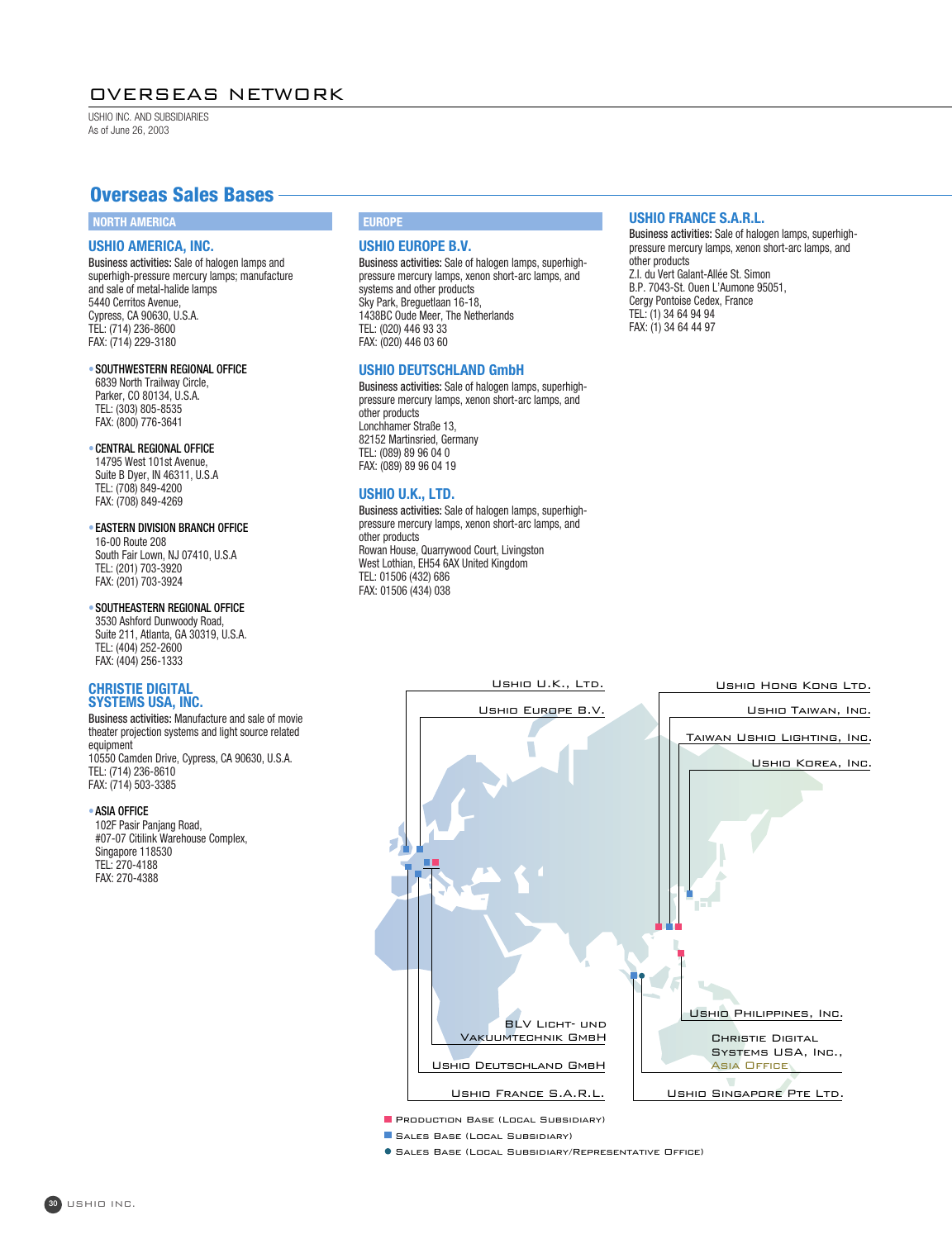# OVERSEAS NETWORK

USHIO INC. AND SUBSIDIARIES
As of June 26, 2003

## Overseas Sales Bases

### NORTH AMERICA

#### USHIO AMERICA, INC.

**Business activities:** Sale of halogen lamps and superhigh-pressure mercury lamps; manufacture and sale of metal-halide lamps
5440 Cerritos Avenue,
Cypress, CA 90630, U.S.A.
TEL: (714) 236-8600
FAX: (714) 229-3180

- **SOUTHWESTERN REGIONAL OFFICE**
  6839 North Trailway Circle,
  Parker, CO 80134, U.S.A.
  TEL: (303) 805-8535
  FAX: (800) 776-3641

- **CENTRAL REGIONAL OFFICE**
  14795 West 101st Avenue,
  Suite B Dyer, IN 46311, U.S.A
  TEL: (708) 849-4200
  FAX: (708) 849-4269

- **EASTERN DIVISION BRANCH OFFICE**
  16-00 Route 208
  South Fair Lown, NJ 07410, U.S.A
  TEL: (201) 703-3920
  FAX: (201) 703-3924

- **SOUTHEASTERN REGIONAL OFFICE**
  3530 Ashford Dunwoody Road,
  Suite 211, Atlanta, GA 30319, U.S.A.
  TEL: (404) 252-2600
  FAX: (404) 256-1333

#### CHRISTIE DIGITAL SYSTEMS USA, INC.

**Business activities:** Manufacture and sale of movie theater projection systems and light source related equipment
10550 Camden Drive, Cypress, CA 90630, U.S.A.
TEL: (714) 236-8610
FAX: (714) 503-3385

- **ASIA OFFICE**
  102F Pasir Panjang Road,
  #07-07 Citilink Warehouse Complex,
  Singapore 118530
  TEL: 270-4188
  FAX: 270-4388

### EUROPE

#### USHIO EUROPE B.V.

**Business activities:** Sale of halogen lamps, superhigh-pressure mercury lamps, xenon short-arc lamps, and systems and other products
Sky Park, Breguetlaan 16-18,
1438BC Oude Meer, The Netherlands
TEL: (020) 446 93 33
FAX: (020) 446 03 60

#### USHIO DEUTSCHLAND GmbH

**Business activities:** Sale of halogen lamps, superhigh-pressure mercury lamps, xenon short-arc lamps, and other products
Lonchhamer Straße 13,
82152 Martinsried, Germany
TEL: (089) 89 96 04 0
FAX: (089) 89 96 04 19

#### USHIO U.K., LTD.

**Business activities:** Sale of halogen lamps, superhigh-pressure mercury lamps, xenon short-arc lamps, and other products
Rowan House, Quarrywood Court, Livingston
West Lothian, EH54 6AX United Kingdom
TEL: 01506 (432) 686
FAX: 01506 (434) 038

#### USHIO FRANCE S.A.R.L.

**Business activities:** Sale of halogen lamps, superhigh-pressure mercury lamps, xenon short-arc lamps, and other products
Z.I. du Vert Galant-Allée St. Simon
B.P. 7043-St. Ouen L'Aumone 95051,
Cergy Pontoise Cedex, France
TEL: (1) 34 64 94 94
FAX: (1) 34 64 44 97

Ushio U.K., Ltd.
Ushio Europe B.V.
BLV Licht- und Vakuumtechnik GmbH
Ushio Deutschland GmbH
Ushio France S.A.R.L.
Ushio Hong Kong Ltd.
Ushio Taiwan, Inc.
Taiwan Ushio Lighting, Inc.
Ushio Korea, Inc.
Ushio Philippines, Inc.
Christie Digital Systems USA, Inc., Asia Office
Ushio Singapore Pte Ltd.

■ Production Base (Local Subsidiary)
■ Sales Base (Local Subsidiary)
● Sales Base (Local Subsidiary/Representative Office)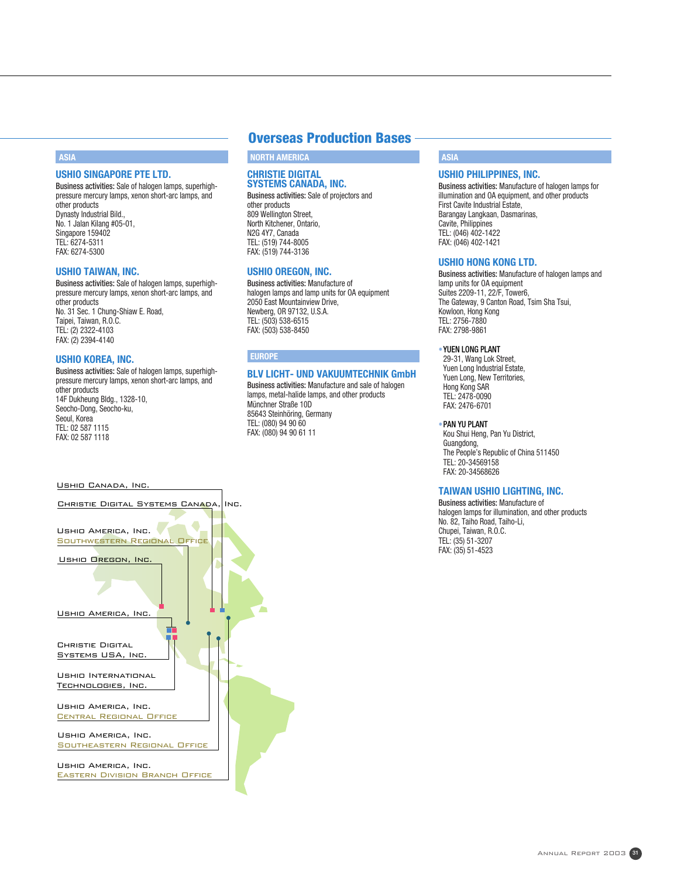# Overseas Production Bases

## ASIA

### USHIO SINGAPORE PTE LTD.

**Business activities:** Sale of halogen lamps, superhigh-pressure mercury lamps, xenon short-arc lamps, and other products
Dynasty Industrial Bild.,
No. 1 Jalan Kilang #05-01,
Singapore 159402
TEL: 6274-5311
FAX: 6274-5300

### USHIO TAIWAN, INC.

**Business activities:** Sale of halogen lamps, superhigh-pressure mercury lamps, xenon short-arc lamps, and other products
No. 31 Sec. 1 Chung-Shiaw E. Road,
Taipei, Taiwan, R.O.C.
TEL: (2) 2322-4103
FAX: (2) 2394-4140

### USHIO KOREA, INC.

**Business activities:** Sale of halogen lamps, superhigh-pressure mercury lamps, xenon short-arc lamps, and other products
14F Dukheung Bldg., 1328-10,
Seocho-Dong, Seocho-ku,
Seoul, Korea
TEL: 02 587 1115
FAX: 02 587 1118

## NORTH AMERICA

### CHRISTIE DIGITAL SYSTEMS CANADA, INC.

**Business activities:** Sale of projectors and other products
809 Wellington Street,
North Kitchener, Ontario,
N2G 4Y7, Canada
TEL: (519) 744-8005
FAX: (519) 744-3136

### USHIO OREGON, INC.

**Business activities:** Manufacture of halogen lamps and lamp units for OA equipment
2050 East Mountainview Drive,
Newberg, OR 97132, U.S.A.
TEL: (503) 538-6515
FAX: (503) 538-8450

## EUROPE

### BLV LICHT- UND VAKUUMTECHNIK GmbH

**Business activities:** Manufacture and sale of halogen lamps, metal-halide lamps, and other products
Münchner Straße 10D
85643 Steinhöring, Germany
TEL: (080) 94 90 60
FAX: (080) 94 90 61 11

## ASIA

### USHIO PHILIPPINES, INC.

**Business activities:** Manufacture of halogen lamps for illumination and OA equipment, and other products
First Cavite Industrial Estate,
Barangay Langkaan, Dasmarinas,
Cavite, Philippines
TEL: (046) 402-1422
FAX: (046) 402-1421

### USHIO HONG KONG LTD.

**Business activities:** Manufacture of halogen lamps and lamp units for OA equipment
Suites 2209-11, 22/F, Tower6,
The Gateway, 9 Canton Road, Tsim Sha Tsui,
Kowloon, Hong Kong
TEL: 2756-7880
FAX: 2798-9861

- **YUEN LONG PLANT**
  29-31, Wang Lok Street,
  Yuen Long Industrial Estate,
  Yuen Long, New Territories,
  Hong Kong SAR
  TEL: 2478-0090
  FAX: 2476-6701

- **PAN YU PLANT**
  Kou Shui Heng, Pan Yu District,
  Guangdong,
  The People's Republic of China 511450
  TEL: 20-34569158
  FAX: 20-34568626

### TAIWAN USHIO LIGHTING, INC.

**Business activities:** Manufacture of halogen lamps for illumination, and other products
No. 82, Taiho Road, Taiho-Li,
Chupei, Taiwan, R.O.C.
TEL: (35) 51-3207
FAX: (35) 51-4523

---

Ushio Canada, Inc.

Christie Digital Systems Canada, Inc.

Ushio America, Inc.
Southwestern Regional Office

Ushio Oregon, Inc.

Ushio America, Inc.

Christie Digital Systems USA, Inc.

Ushio International Technologies, Inc.

Ushio America, Inc.
Central Regional Office

Ushio America, Inc.
Southeastern Regional Office

Ushio America, Inc.
Eastern Division Branch Office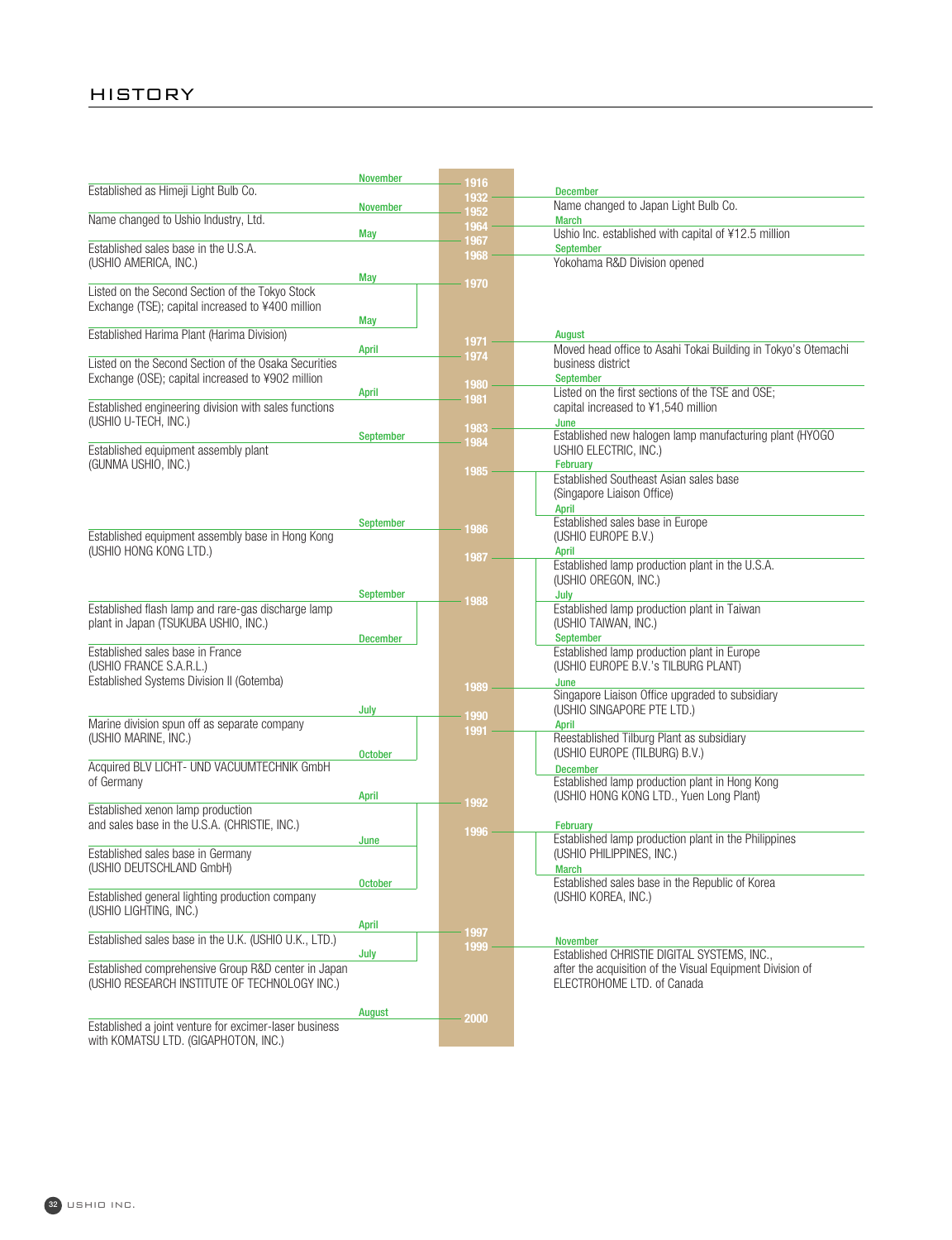# HISTORY

| Year | Month | Event |
|---|---|---|
| 1916 | November | Established as Himeji Light Bulb Co. |
| 1932 | December | Name changed to Japan Light Bulb Co. |
| 1952 | November | Name changed to Ushio Industry, Ltd. |
| 1964 | March | Ushio Inc. established with capital of ¥12.5 million |
| 1967 | May | Established sales base in the U.S.A. (USHIO AMERICA, INC.) |
| 1968 | September | Yokohama R&D Division opened |
| 1970 | May | Listed on the Second Section of the Tokyo Stock Exchange (TSE); capital increased to ¥400 million |
| 1970 | May | Established Harima Plant (Harima Division) |
| 1971 | August | Moved head office to Asahi Tokai Building in Tokyo's Otemachi business district |
| 1974 | April | Listed on the Second Section of the Osaka Securities Exchange (OSE); capital increased to ¥902 million |
| 1980 | September | Listed on the first sections of the TSE and OSE; capital increased to ¥1,540 million |
| 1981 | April | Established engineering division with sales functions (USHIO U-TECH, INC.) |
| 1983 | June | Established new halogen lamp manufacturing plant (HYOGO USHIO ELECTRIC, INC.) |
| 1984 | September | Established equipment assembly plant (GUNMA USHIO, INC.) |
| 1985 | February | Established Southeast Asian sales base (Singapore Liaison Office) |
| 1986 | April | Established sales base in Europe (USHIO EUROPE B.V.) |
| 1986 | September | Established equipment assembly base in Hong Kong (USHIO HONG KONG LTD.) |
| 1987 | April | Established lamp production plant in the U.S.A. (USHIO OREGON, INC.) |
| 1988 | July | Established lamp production plant in Taiwan (USHIO TAIWAN, INC.) |
| 1988 | September | Established flash lamp and rare-gas discharge lamp plant in Japan (TSUKUBA USHIO, INC.) |
| 1988 | September | Established lamp production plant in Europe (USHIO EUROPE B.V.'s TILBURG PLANT) |
| 1988 | December | Established sales base in France (USHIO FRANCE S.A.R.L.)<br>Established Systems Division II (Gotemba) |
| 1989 | June | Singapore Liaison Office upgraded to subsidiary (USHIO SINGAPORE PTE LTD.) |
| 1990 | July | Marine division spun off as separate company (USHIO MARINE, INC.) |
| 1991 | April | Reestablished Tilburg Plant as subsidiary (USHIO EUROPE (TILBURG) B.V.) |
| 1991 | October | Acquired BLV LICHT- UND VACUUMTECHNIK GmbH of Germany |
| 1991 | December | Established lamp production plant in Hong Kong (USHIO HONG KONG LTD., Yuen Long Plant) |
| 1992 | April | Established xenon lamp production and sales base in the U.S.A. (CHRISTIE, INC.) |
| 1996 | February | Established lamp production plant in the Philippines (USHIO PHILIPPINES, INC.) |
| 1996 | March | Established sales base in the Republic of Korea (USHIO KOREA, INC.) |
| 1996 | June | Established sales base in Germany (USHIO DEUTSCHLAND GmbH) |
| 1996 | October | Established general lighting production company (USHIO LIGHTING, INC.) |
| 1997 | April | Established sales base in the U.K. (USHIO U.K., LTD.) |
| 1997 | July | Established comprehensive Group R&D center in Japan (USHIO RESEARCH INSTITUTE OF TECHNOLOGY INC.) |
| 1999 | November | Established CHRISTIE DIGITAL SYSTEMS, INC., after the acquisition of the Visual Equipment Division of ELECTROHOME LTD. of Canada |
| 2000 | August | Established a joint venture for excimer-laser business with KOMATSU LTD. (GIGAPHOTON, INC.) |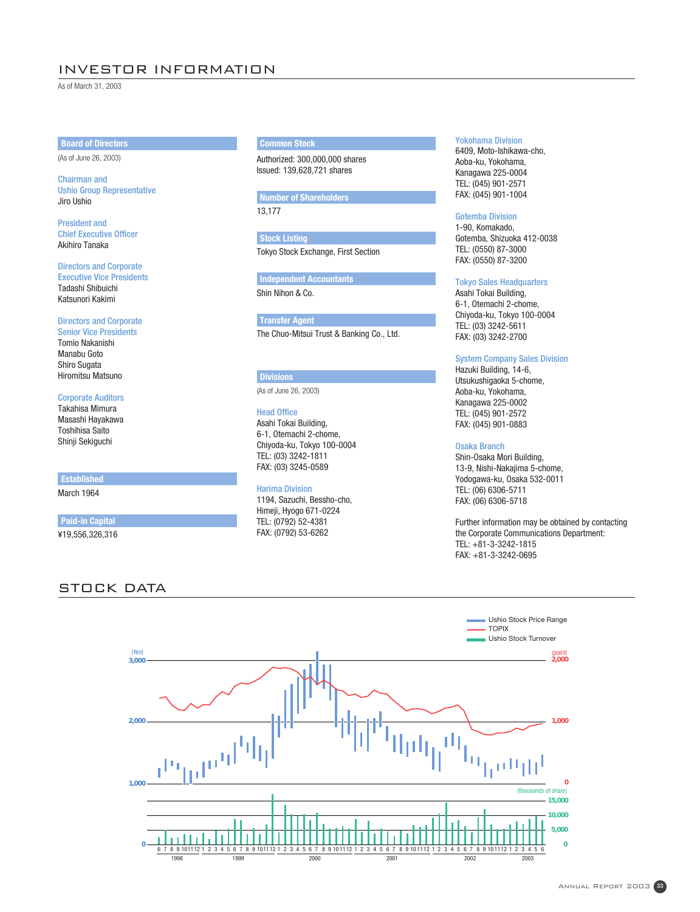# INVESTOR INFORMATION

As of March 31, 2003

### Board of Directors

(As of June 26, 2003)

**Chairman and Ushio Group Representative**
Jiro Ushio

**President and Chief Executive Officer**
Akihiro Tanaka

**Directors and Corporate Executive Vice Presidents**
Tadashi Shibuichi
Katsunori Kakimi

**Directors and Corporate Senior Vice Presidents**
Tomio Nakanishi
Manabu Goto
Shiro Sugata
Hiromitsu Matsuno

**Corporate Auditors**
Takahisa Mimura
Masashi Hayakawa
Toshihisa Saito
Shinji Sekiguchi

### Established

March 1964

### Paid-in Capital

¥19,556,326,316

### Common Stock

Authorized: 300,000,000 shares
Issued: 139,628,721 shares

### Number of Shareholders

13,177

### Stock Listing

Tokyo Stock Exchange, First Section

### Independent Accountants

Shin Nihon & Co.

### Transfer Agent

The Chuo-Mitsui Trust & Banking Co., Ltd.

### Divisions

(As of June 26, 2003)

**Head Office**
Asahi Tokai Building,
6-1, Otemachi 2-chome,
Chiyoda-ku, Tokyo 100-0004
TEL: (03) 3242-1811
FAX: (03) 3245-0589

**Harima Division**
1194, Sazuchi, Bessho-cho,
Himeji, Hyogo 671-0224
TEL: (0792) 52-4381
FAX: (0792) 53-6262

**Yokohama Division**
6409, Moto-Ishikawa-cho,
Aoba-ku, Yokohama,
Kanagawa 225-0004
TEL: (045) 901-2571
FAX: (045) 901-1004

**Gotemba Division**
1-90, Komakado,
Gotemba, Shizuoka 412-0038
TEL: (0550) 87-3000
FAX: (0550) 87-3200

**Tokyo Sales Headquarters**
Asahi Tokai Building,
6-1, Otemachi 2-chome,
Chiyoda-ku, Tokyo 100-0004
TEL: (03) 3242-5611
FAX: (03) 3242-2700

**System Company Sales Division**
Hazuki Building, 14-6,
Utsukushigaoka 5-chome,
Aoba-ku, Yokohama,
Kanagawa 225-0002
TEL: (045) 901-2572
FAX: (045) 901-0883

**Osaka Branch**
Shin-Osaka Mori Building,
13-9, Nishi-Nakajima 5-chome,
Yodogawa-ku, Osaka 532-0011
TEL: (06) 6306-5711
FAX: (06) 6306-5718

Further information may be obtained by contacting the Corporate Communications Department:
TEL: +81-3-3242-1815
FAX: +81-3-3242-0695

# STOCK DATA

Ushio Stock Price Range
TOPIX
Ushio Stock Turnover

(Yen) 3,000 / 2,000 / 1,000 / 0
(point) 2,000 / 1,000 / 0
(thousands of share) 15,000 / 10,000 / 5,000 / 0

1998 1999 2000 2001 2002 2003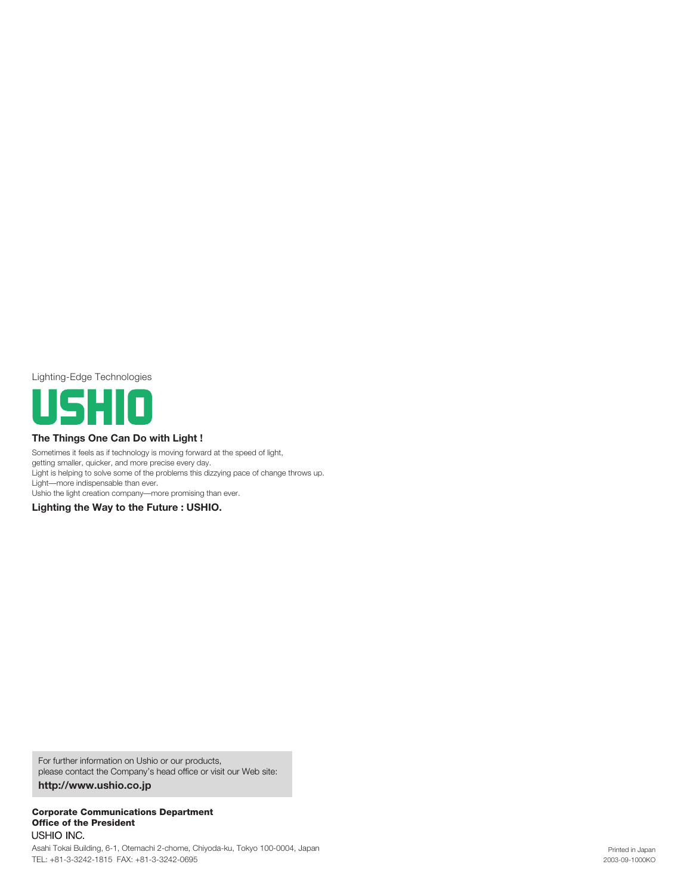Lighting-Edge Technologies

USHIO

**The Things One Can Do with Light !**

Sometimes it feels as if technology is moving forward at the speed of light,
getting smaller, quicker, and more precise every day.
Light is helping to solve some of the problems this dizzying pace of change throws up.
Light—more indispensable than ever.
Ushio the light creation company—more promising than ever.

**Lighting the Way to the Future : USHIO.**

For further information on Ushio or our products,
please contact the Company's head office or visit our Web site:
**http://www.ushio.co.jp**

**Corporate Communications Department**
**Office of the President**
USHIO INC.
Asahi Tokai Building, 6-1, Otemachi 2-chome, Chiyoda-ku, Tokyo 100-0004, Japan
TEL: +81-3-3242-1815 FAX: +81-3-3242-0695

Printed in Japan
2003-09-1000KO